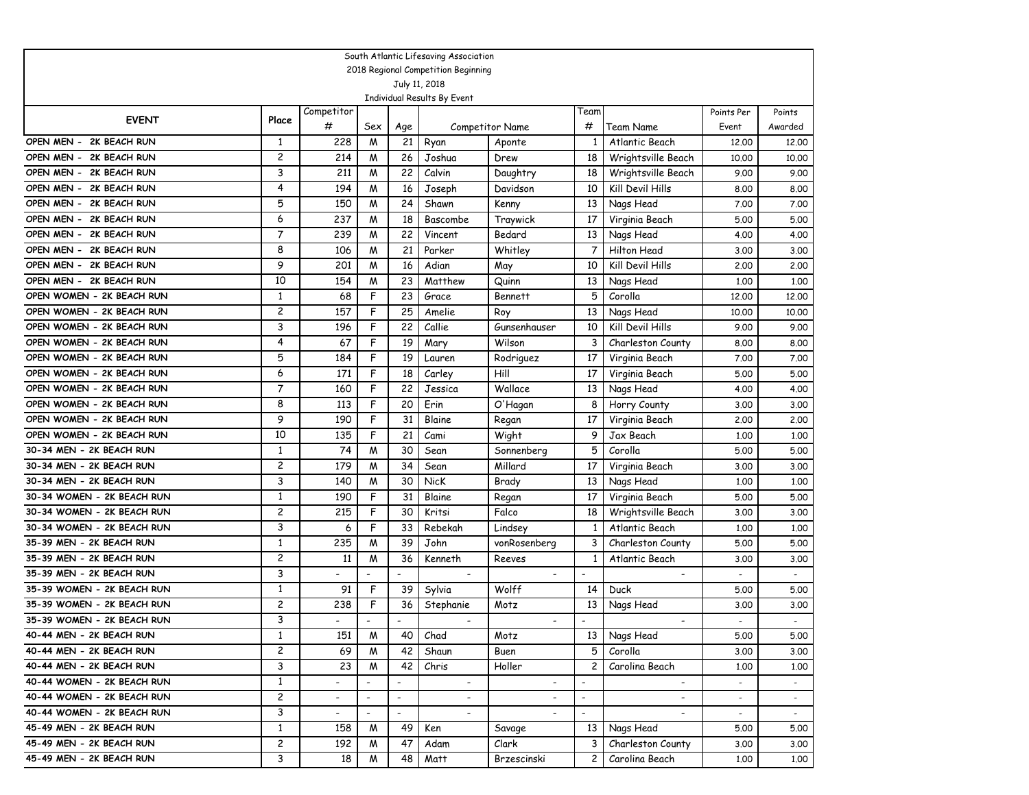South Atlantic Lifesaving Association

2018 Regional Competition Beginning

July 11, 2018

Individual Results By Event

| EVENT | Place | Competitor # | Sex | Age | Competitor Name | | Team # | Team Name | Points Per Event | Points Awarded |
|---|---|---|---|---|---|---|---|---|---|---|
| OPEN MEN - 2K BEACH RUN | 1 | 228 | M | 21 | Ryan | Aponte | 1 | Atlantic Beach | 12.00 | 12.00 |
| OPEN MEN - 2K BEACH RUN | 2 | 214 | M | 26 | Joshua | Drew | 18 | Wrightsville Beach | 10.00 | 10.00 |
| OPEN MEN - 2K BEACH RUN | 3 | 211 | M | 22 | Calvin | Daughtry | 18 | Wrightsville Beach | 9.00 | 9.00 |
| OPEN MEN - 2K BEACH RUN | 4 | 194 | M | 16 | Joseph | Davidson | 10 | Kill Devil Hills | 8.00 | 8.00 |
| OPEN MEN - 2K BEACH RUN | 5 | 150 | M | 24 | Shawn | Kenny | 13 | Nags Head | 7.00 | 7.00 |
| OPEN MEN - 2K BEACH RUN | 6 | 237 | M | 18 | Bascombe | Traywick | 17 | Virginia Beach | 5.00 | 5.00 |
| OPEN MEN - 2K BEACH RUN | 7 | 239 | M | 22 | Vincent | Bedard | 13 | Nags Head | 4.00 | 4.00 |
| OPEN MEN - 2K BEACH RUN | 8 | 106 | M | 21 | Parker | Whitley | 7 | Hilton Head | 3.00 | 3.00 |
| OPEN MEN - 2K BEACH RUN | 9 | 201 | M | 16 | Adian | May | 10 | Kill Devil Hills | 2.00 | 2.00 |
| OPEN MEN - 2K BEACH RUN | 10 | 154 | M | 23 | Matthew | Quinn | 13 | Nags Head | 1.00 | 1.00 |
| OPEN WOMEN - 2K BEACH RUN | 1 | 68 | F | 23 | Grace | Bennett | 5 | Corolla | 12.00 | 12.00 |
| OPEN WOMEN - 2K BEACH RUN | 2 | 157 | F | 25 | Amelie | Roy | 13 | Nags Head | 10.00 | 10.00 |
| OPEN WOMEN - 2K BEACH RUN | 3 | 196 | F | 22 | Callie | Gunsenhauser | 10 | Kill Devil Hills | 9.00 | 9.00 |
| OPEN WOMEN - 2K BEACH RUN | 4 | 67 | F | 19 | Mary | Wilson | 3 | Charleston County | 8.00 | 8.00 |
| OPEN WOMEN - 2K BEACH RUN | 5 | 184 | F | 19 | Lauren | Rodriguez | 17 | Virginia Beach | 7.00 | 7.00 |
| OPEN WOMEN - 2K BEACH RUN | 6 | 171 | F | 18 | Carley | Hill | 17 | Virginia Beach | 5.00 | 5.00 |
| OPEN WOMEN - 2K BEACH RUN | 7 | 160 | F | 22 | Jessica | Wallace | 13 | Nags Head | 4.00 | 4.00 |
| OPEN WOMEN - 2K BEACH RUN | 8 | 113 | F | 20 | Erin | O'Hagan | 8 | Horry County | 3.00 | 3.00 |
| OPEN WOMEN - 2K BEACH RUN | 9 | 190 | F | 31 | Blaine | Regan | 17 | Virginia Beach | 2.00 | 2.00 |
| OPEN WOMEN - 2K BEACH RUN | 10 | 135 | F | 21 | Cami | Wight | 9 | Jax Beach | 1.00 | 1.00 |
| 30-34 MEN - 2K BEACH RUN | 1 | 74 | M | 30 | Sean | Sonnenberg | 5 | Corolla | 5.00 | 5.00 |
| 30-34 MEN - 2K BEACH RUN | 2 | 179 | M | 34 | Sean | Millard | 17 | Virginia Beach | 3.00 | 3.00 |
| 30-34 MEN - 2K BEACH RUN | 3 | 140 | M | 30 | NicK | Brady | 13 | Nags Head | 1.00 | 1.00 |
| 30-34 WOMEN - 2K BEACH RUN | 1 | 190 | F | 31 | Blaine | Regan | 17 | Virginia Beach | 5.00 | 5.00 |
| 30-34 WOMEN - 2K BEACH RUN | 2 | 215 | F | 30 | Kritsi | Falco | 18 | Wrightsville Beach | 3.00 | 3.00 |
| 30-34 WOMEN - 2K BEACH RUN | 3 | 6 | F | 33 | Rebekah | Lindsey | 1 | Atlantic Beach | 1.00 | 1.00 |
| 35-39 MEN - 2K BEACH RUN | 1 | 235 | M | 39 | John | vonRosenberg | 3 | Charleston County | 5.00 | 5.00 |
| 35-39 MEN - 2K BEACH RUN | 2 | 11 | M | 36 | Kenneth | Reeves | 1 | Atlantic Beach | 3.00 | 3.00 |
| 35-39 MEN - 2K BEACH RUN | 3 | - | - | - | - | - | - | - | - | - |
| 35-39 WOMEN - 2K BEACH RUN | 1 | 91 | F | 39 | Sylvia | Wolff | 14 | Duck | 5.00 | 5.00 |
| 35-39 WOMEN - 2K BEACH RUN | 2 | 238 | F | 36 | Stephanie | Motz | 13 | Nags Head | 3.00 | 3.00 |
| 35-39 WOMEN - 2K BEACH RUN | 3 | - | - | - | - | - | - | - | - | - |
| 40-44 MEN - 2K BEACH RUN | 1 | 151 | M | 40 | Chad | Motz | 13 | Nags Head | 5.00 | 5.00 |
| 40-44 MEN - 2K BEACH RUN | 2 | 69 | M | 42 | Shaun | Buen | 5 | Corolla | 3.00 | 3.00 |
| 40-44 MEN - 2K BEACH RUN | 3 | 23 | M | 42 | Chris | Holler | 2 | Carolina Beach | 1.00 | 1.00 |
| 40-44 WOMEN - 2K BEACH RUN | 1 | - | - | - | - | - | - | - | - | - |
| 40-44 WOMEN - 2K BEACH RUN | 2 | - | - | - | - | - | - | - | - | - |
| 40-44 WOMEN - 2K BEACH RUN | 3 | - | - | - | - | - | - | - | - | - |
| 45-49 MEN - 2K BEACH RUN | 1 | 158 | M | 49 | Ken | Savage | 13 | Nags Head | 5.00 | 5.00 |
| 45-49 MEN - 2K BEACH RUN | 2 | 192 | M | 47 | Adam | Clark | 3 | Charleston County | 3.00 | 3.00 |
| 45-49 MEN - 2K BEACH RUN | 3 | 18 | M | 48 | Matt | Brzescinski | 2 | Carolina Beach | 1.00 | 1.00 |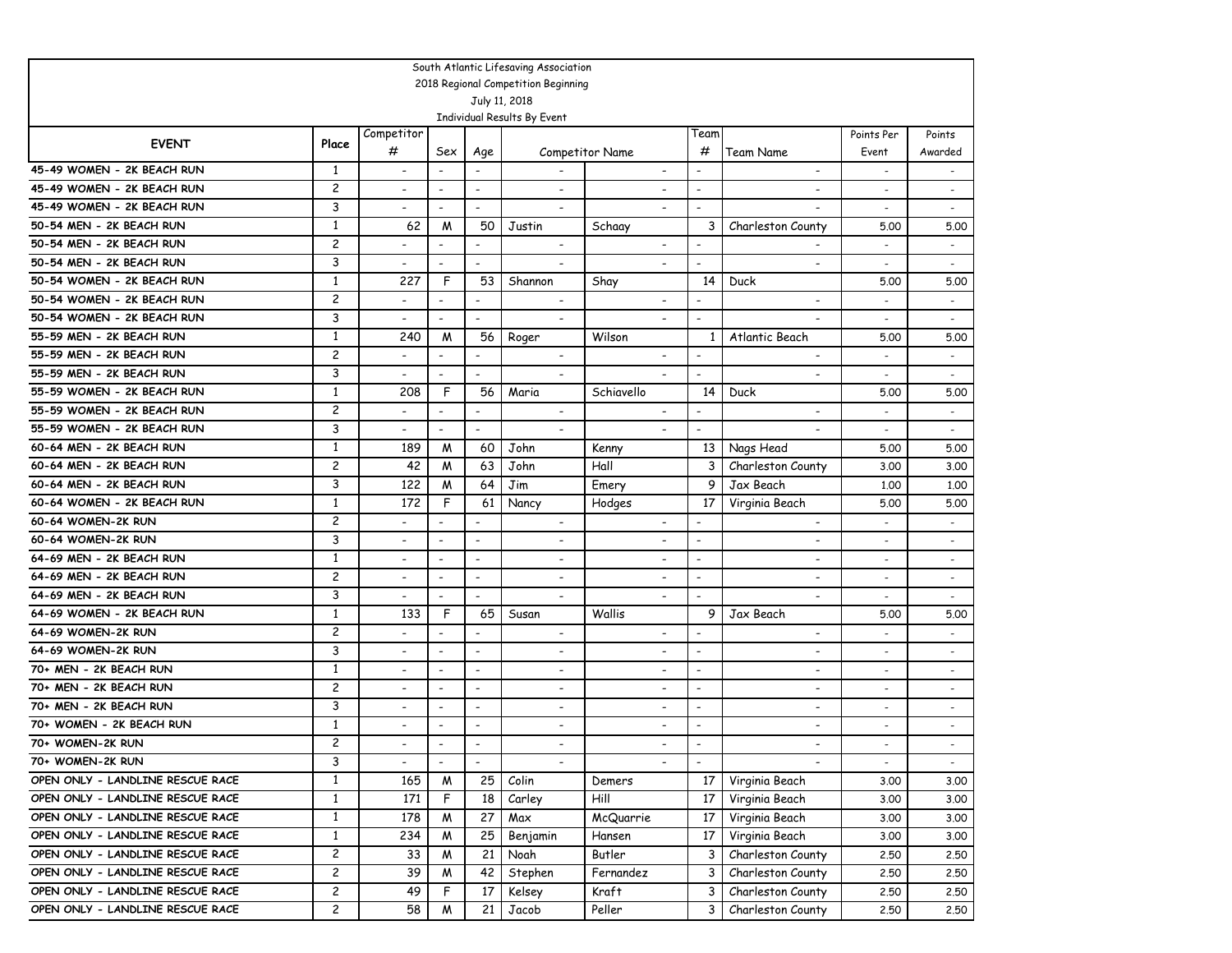South Atlantic Lifesaving Association
2018 Regional Competition Beginning
July 11, 2018
Individual Results By Event

| EVENT | Place | Competitor # | Sex | Age | Competitor Name | | Team # | Team Name | Points Per Event | Points Awarded |
|---|---|---|---|---|---|---|---|---|---|---|
| 45-49 WOMEN - 2K BEACH RUN | 1 | - | - | - | - | - | - | - | - | - |
| 45-49 WOMEN - 2K BEACH RUN | 2 | - | - | - | - | - | - | - | - | - |
| 45-49 WOMEN - 2K BEACH RUN | 3 | - | - | - | - | - | - | - | - | - |
| 50-54 MEN - 2K BEACH RUN | 1 | 62 | M | 50 | Justin | Schaay | 3 | Charleston County | 5.00 | 5.00 |
| 50-54 MEN - 2K BEACH RUN | 2 | - | - | - | - | - | - | - | - | - |
| 50-54 MEN - 2K BEACH RUN | 3 | - | - | - | - | - | - | - | - | - |
| 50-54 WOMEN - 2K BEACH RUN | 1 | 227 | F | 53 | Shannon | Shay | 14 | Duck | 5.00 | 5.00 |
| 50-54 WOMEN - 2K BEACH RUN | 2 | - | - | - | - | - | - | - | - | - |
| 50-54 WOMEN - 2K BEACH RUN | 3 | - | - | - | - | - | - | - | - | - |
| 55-59 MEN - 2K BEACH RUN | 1 | 240 | M | 56 | Roger | Wilson | 1 | Atlantic Beach | 5.00 | 5.00 |
| 55-59 MEN - 2K BEACH RUN | 2 | - | - | - | - | - | - | - | - | - |
| 55-59 MEN - 2K BEACH RUN | 3 | - | - | - | - | - | - | - | - | - |
| 55-59 WOMEN - 2K BEACH RUN | 1 | 208 | F | 56 | Maria | Schiavello | 14 | Duck | 5.00 | 5.00 |
| 55-59 WOMEN - 2K BEACH RUN | 2 | - | - | - | - | - | - | - | - | - |
| 55-59 WOMEN - 2K BEACH RUN | 3 | - | - | - | - | - | - | - | - | - |
| 60-64 MEN - 2K BEACH RUN | 1 | 189 | M | 60 | John | Kenny | 13 | Nags Head | 5.00 | 5.00 |
| 60-64 MEN - 2K BEACH RUN | 2 | 42 | M | 63 | John | Hall | 3 | Charleston County | 3.00 | 3.00 |
| 60-64 MEN - 2K BEACH RUN | 3 | 122 | M | 64 | Jim | Emery | 9 | Jax Beach | 1.00 | 1.00 |
| 60-64 WOMEN - 2K BEACH RUN | 1 | 172 | F | 61 | Nancy | Hodges | 17 | Virginia Beach | 5.00 | 5.00 |
| 60-64 WOMEN-2K RUN | 2 | - | - | - | - | - | - | - | - | - |
| 60-64 WOMEN-2K RUN | 3 | - | - | - | - | - | - | - | - | - |
| 64-69 MEN - 2K BEACH RUN | 1 | - | - | - | - | - | - | - | - | - |
| 64-69 MEN - 2K BEACH RUN | 2 | - | - | - | - | - | - | - | - | - |
| 64-69 MEN - 2K BEACH RUN | 3 | - | - | - | - | - | - | - | - | - |
| 64-69 WOMEN - 2K BEACH RUN | 1 | 133 | F | 65 | Susan | Wallis | 9 | Jax Beach | 5.00 | 5.00 |
| 64-69 WOMEN-2K RUN | 2 | - | - | - | - | - | - | - | - | - |
| 64-69 WOMEN-2K RUN | 3 | - | - | - | - | - | - | - | - | - |
| 70+ MEN - 2K BEACH RUN | 1 | - | - | - | - | - | - | - | - | - |
| 70+ MEN - 2K BEACH RUN | 2 | - | - | - | - | - | - | - | - | - |
| 70+ MEN - 2K BEACH RUN | 3 | - | - | - | - | - | - | - | - | - |
| 70+ WOMEN - 2K BEACH RUN | 1 | - | - | - | - | - | - | - | - | - |
| 70+ WOMEN-2K RUN | 2 | - | - | - | - | - | - | - | - | - |
| 70+ WOMEN-2K RUN | 3 | - | - | - | - | - | - | - | - | - |
| OPEN ONLY - LANDLINE RESCUE RACE | 1 | 165 | M | 25 | Colin | Demers | 17 | Virginia Beach | 3.00 | 3.00 |
| OPEN ONLY - LANDLINE RESCUE RACE | 1 | 171 | F | 18 | Carley | Hill | 17 | Virginia Beach | 3.00 | 3.00 |
| OPEN ONLY - LANDLINE RESCUE RACE | 1 | 178 | M | 27 | Max | McQuarrie | 17 | Virginia Beach | 3.00 | 3.00 |
| OPEN ONLY - LANDLINE RESCUE RACE | 1 | 234 | M | 25 | Benjamin | Hansen | 17 | Virginia Beach | 3.00 | 3.00 |
| OPEN ONLY - LANDLINE RESCUE RACE | 2 | 33 | M | 21 | Noah | Butler | 3 | Charleston County | 2.50 | 2.50 |
| OPEN ONLY - LANDLINE RESCUE RACE | 2 | 39 | M | 42 | Stephen | Fernandez | 3 | Charleston County | 2.50 | 2.50 |
| OPEN ONLY - LANDLINE RESCUE RACE | 2 | 49 | F | 17 | Kelsey | Kraft | 3 | Charleston County | 2.50 | 2.50 |
| OPEN ONLY - LANDLINE RESCUE RACE | 2 | 58 | M | 21 | Jacob | Peller | 3 | Charleston County | 2.50 | 2.50 |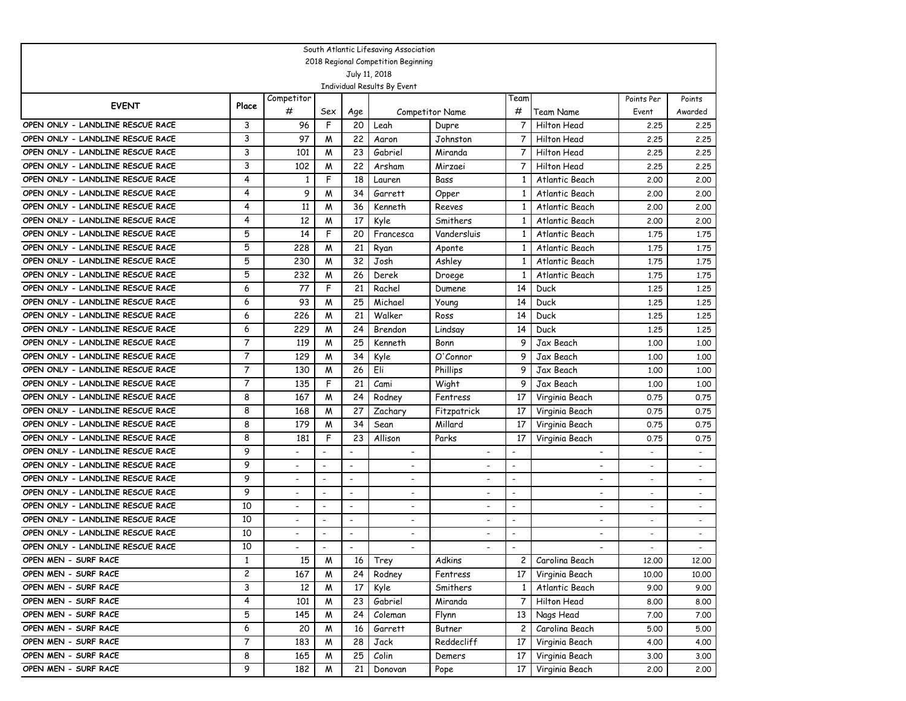South Atlantic Lifesaving Association
2018 Regional Competition Beginning
July 11, 2018
Individual Results By Event

| EVENT | Place | Competitor # | Sex | Age | Competitor Name | | Team # | Team Name | Points Per Event | Points Awarded |
|---|---|---|---|---|---|---|---|---|---|---|
| OPEN ONLY - LANDLINE RESCUE RACE | 3 | 96 | F | 20 | Leah | Dupre | 7 | Hilton Head | 2.25 | 2.25 |
| OPEN ONLY - LANDLINE RESCUE RACE | 3 | 97 | M | 22 | Aaron | Johnston | 7 | Hilton Head | 2.25 | 2.25 |
| OPEN ONLY - LANDLINE RESCUE RACE | 3 | 101 | M | 23 | Gabriel | Miranda | 7 | Hilton Head | 2.25 | 2.25 |
| OPEN ONLY - LANDLINE RESCUE RACE | 3 | 102 | M | 22 | Arsham | Mirzaei | 7 | Hilton Head | 2.25 | 2.25 |
| OPEN ONLY - LANDLINE RESCUE RACE | 4 | 1 | F | 18 | Lauren | Bass | 1 | Atlantic Beach | 2.00 | 2.00 |
| OPEN ONLY - LANDLINE RESCUE RACE | 4 | 9 | M | 34 | Garrett | Opper | 1 | Atlantic Beach | 2.00 | 2.00 |
| OPEN ONLY - LANDLINE RESCUE RACE | 4 | 11 | M | 36 | Kenneth | Reeves | 1 | Atlantic Beach | 2.00 | 2.00 |
| OPEN ONLY - LANDLINE RESCUE RACE | 4 | 12 | M | 17 | Kyle | Smithers | 1 | Atlantic Beach | 2.00 | 2.00 |
| OPEN ONLY - LANDLINE RESCUE RACE | 5 | 14 | F | 20 | Francesca | Vandersluis | 1 | Atlantic Beach | 1.75 | 1.75 |
| OPEN ONLY - LANDLINE RESCUE RACE | 5 | 228 | M | 21 | Ryan | Aponte | 1 | Atlantic Beach | 1.75 | 1.75 |
| OPEN ONLY - LANDLINE RESCUE RACE | 5 | 230 | M | 32 | Josh | Ashley | 1 | Atlantic Beach | 1.75 | 1.75 |
| OPEN ONLY - LANDLINE RESCUE RACE | 5 | 232 | M | 26 | Derek | Droege | 1 | Atlantic Beach | 1.75 | 1.75 |
| OPEN ONLY - LANDLINE RESCUE RACE | 6 | 77 | F | 21 | Rachel | Dumene | 14 | Duck | 1.25 | 1.25 |
| OPEN ONLY - LANDLINE RESCUE RACE | 6 | 93 | M | 25 | Michael | Young | 14 | Duck | 1.25 | 1.25 |
| OPEN ONLY - LANDLINE RESCUE RACE | 6 | 226 | M | 21 | Walker | Ross | 14 | Duck | 1.25 | 1.25 |
| OPEN ONLY - LANDLINE RESCUE RACE | 6 | 229 | M | 24 | Brendon | Lindsay | 14 | Duck | 1.25 | 1.25 |
| OPEN ONLY - LANDLINE RESCUE RACE | 7 | 119 | M | 25 | Kenneth | Bonn | 9 | Jax Beach | 1.00 | 1.00 |
| OPEN ONLY - LANDLINE RESCUE RACE | 7 | 129 | M | 34 | Kyle | O'Connor | 9 | Jax Beach | 1.00 | 1.00 |
| OPEN ONLY - LANDLINE RESCUE RACE | 7 | 130 | M | 26 | Eli | Phillips | 9 | Jax Beach | 1.00 | 1.00 |
| OPEN ONLY - LANDLINE RESCUE RACE | 7 | 135 | F | 21 | Cami | Wight | 9 | Jax Beach | 1.00 | 1.00 |
| OPEN ONLY - LANDLINE RESCUE RACE | 8 | 167 | M | 24 | Rodney | Fentress | 17 | Virginia Beach | 0.75 | 0.75 |
| OPEN ONLY - LANDLINE RESCUE RACE | 8 | 168 | M | 27 | Zachary | Fitzpatrick | 17 | Virginia Beach | 0.75 | 0.75 |
| OPEN ONLY - LANDLINE RESCUE RACE | 8 | 179 | M | 34 | Sean | Millard | 17 | Virginia Beach | 0.75 | 0.75 |
| OPEN ONLY - LANDLINE RESCUE RACE | 8 | 181 | F | 23 | Allison | Parks | 17 | Virginia Beach | 0.75 | 0.75 |
| OPEN ONLY - LANDLINE RESCUE RACE | 9 | - | - | - | - | - | - | - | - | - |
| OPEN ONLY - LANDLINE RESCUE RACE | 9 | - | - | - | - | - | - | - | - | - |
| OPEN ONLY - LANDLINE RESCUE RACE | 9 | - | - | - | - | - | - | - | - | - |
| OPEN ONLY - LANDLINE RESCUE RACE | 9 | - | - | - | - | - | - | - | - | - |
| OPEN ONLY - LANDLINE RESCUE RACE | 10 | - | - | - | - | - | - | - | - | - |
| OPEN ONLY - LANDLINE RESCUE RACE | 10 | - | - | - | - | - | - | - | - | - |
| OPEN ONLY - LANDLINE RESCUE RACE | 10 | - | - | - | - | - | - | - | - | - |
| OPEN ONLY - LANDLINE RESCUE RACE | 10 | - | - | - | - | - | - | - | - | - |
| OPEN MEN - SURF RACE | 1 | 15 | M | 16 | Trey | Adkins | 2 | Carolina Beach | 12.00 | 12.00 |
| OPEN MEN - SURF RACE | 2 | 167 | M | 24 | Rodney | Fentress | 17 | Virginia Beach | 10.00 | 10.00 |
| OPEN MEN - SURF RACE | 3 | 12 | M | 17 | Kyle | Smithers | 1 | Atlantic Beach | 9.00 | 9.00 |
| OPEN MEN - SURF RACE | 4 | 101 | M | 23 | Gabriel | Miranda | 7 | Hilton Head | 8.00 | 8.00 |
| OPEN MEN - SURF RACE | 5 | 145 | M | 24 | Coleman | Flynn | 13 | Nags Head | 7.00 | 7.00 |
| OPEN MEN - SURF RACE | 6 | 20 | M | 16 | Garrett | Butner | 2 | Carolina Beach | 5.00 | 5.00 |
| OPEN MEN - SURF RACE | 7 | 183 | M | 28 | Jack | Reddecliff | 17 | Virginia Beach | 4.00 | 4.00 |
| OPEN MEN - SURF RACE | 8 | 165 | M | 25 | Colin | Demers | 17 | Virginia Beach | 3.00 | 3.00 |
| OPEN MEN - SURF RACE | 9 | 182 | M | 21 | Donovan | Pope | 17 | Virginia Beach | 2.00 | 2.00 |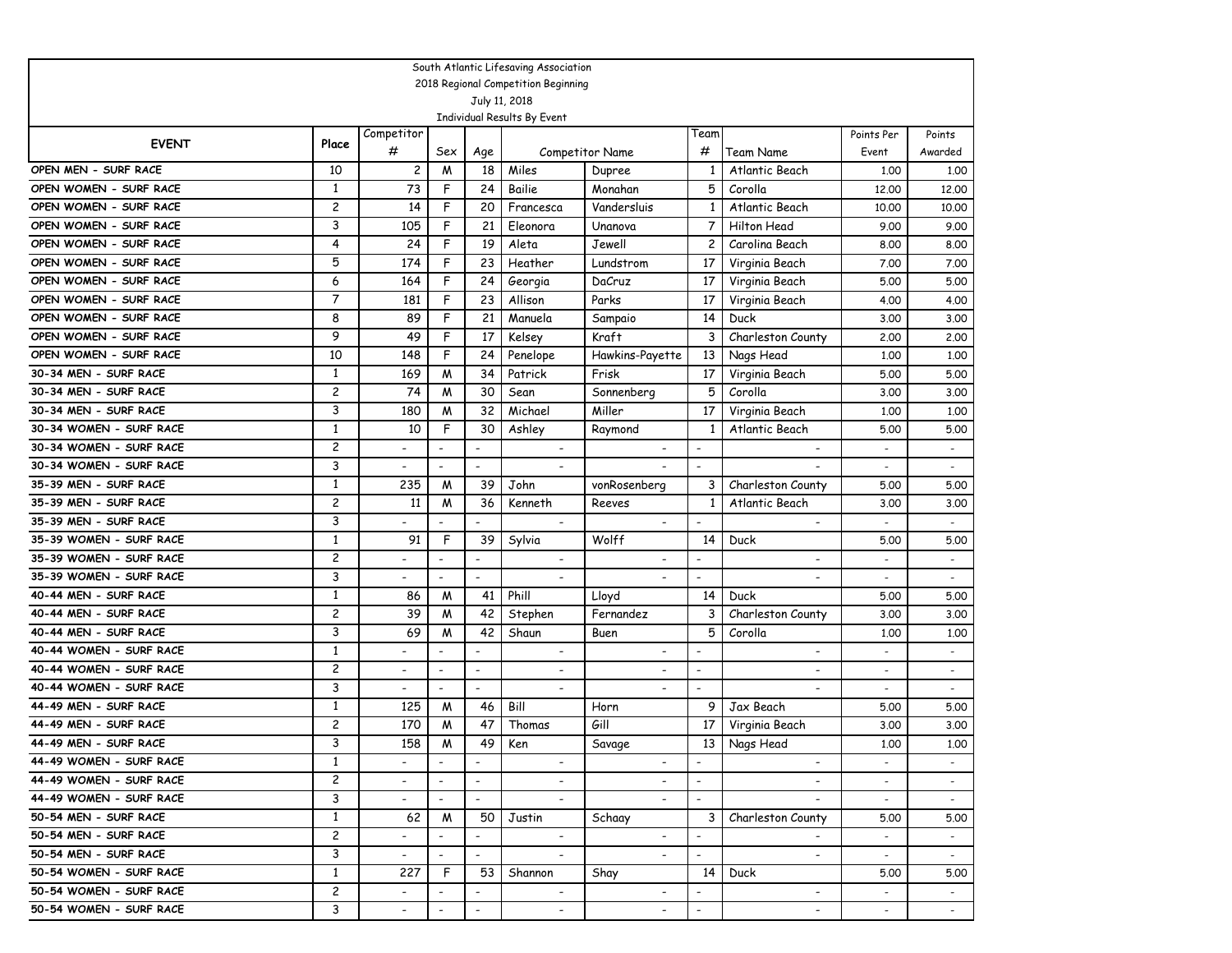South Atlantic Lifesaving Association

2018 Regional Competition Beginning

July 11, 2018

Individual Results By Event

| EVENT | Place | Competitor # | Sex | Age | Competitor Name | | Team # | Team Name | Points Per Event | Points Awarded |
|---|---|---|---|---|---|---|---|---|---|---|
| OPEN MEN - SURF RACE | 10 | 2 | M | 18 | Miles | Dupree | 1 | Atlantic Beach | 1.00 | 1.00 |
| OPEN WOMEN - SURF RACE | 1 | 73 | F | 24 | Bailie | Monahan | 5 | Corolla | 12.00 | 12.00 |
| OPEN WOMEN - SURF RACE | 2 | 14 | F | 20 | Francesca | Vandersluis | 1 | Atlantic Beach | 10.00 | 10.00 |
| OPEN WOMEN - SURF RACE | 3 | 105 | F | 21 | Eleonora | Unanova | 7 | Hilton Head | 9.00 | 9.00 |
| OPEN WOMEN - SURF RACE | 4 | 24 | F | 19 | Aleta | Jewell | 2 | Carolina Beach | 8.00 | 8.00 |
| OPEN WOMEN - SURF RACE | 5 | 174 | F | 23 | Heather | Lundstrom | 17 | Virginia Beach | 7.00 | 7.00 |
| OPEN WOMEN - SURF RACE | 6 | 164 | F | 24 | Georgia | DaCruz | 17 | Virginia Beach | 5.00 | 5.00 |
| OPEN WOMEN - SURF RACE | 7 | 181 | F | 23 | Allison | Parks | 17 | Virginia Beach | 4.00 | 4.00 |
| OPEN WOMEN - SURF RACE | 8 | 89 | F | 21 | Manuela | Sampaio | 14 | Duck | 3.00 | 3.00 |
| OPEN WOMEN - SURF RACE | 9 | 49 | F | 17 | Kelsey | Kraft | 3 | Charleston County | 2.00 | 2.00 |
| OPEN WOMEN - SURF RACE | 10 | 148 | F | 24 | Penelope | Hawkins-Payette | 13 | Nags Head | 1.00 | 1.00 |
| 30-34 MEN - SURF RACE | 1 | 169 | M | 34 | Patrick | Frisk | 17 | Virginia Beach | 5.00 | 5.00 |
| 30-34 MEN - SURF RACE | 2 | 74 | M | 30 | Sean | Sonnenberg | 5 | Corolla | 3.00 | 3.00 |
| 30-34 MEN - SURF RACE | 3 | 180 | M | 32 | Michael | Miller | 17 | Virginia Beach | 1.00 | 1.00 |
| 30-34 WOMEN - SURF RACE | 1 | 10 | F | 30 | Ashley | Raymond | 1 | Atlantic Beach | 5.00 | 5.00 |
| 30-34 WOMEN - SURF RACE | 2 | - | - | - | - | - | - | - | - | - |
| 30-34 WOMEN - SURF RACE | 3 | - | - | - | - | - | - | - | - | - |
| 35-39 MEN - SURF RACE | 1 | 235 | M | 39 | John | vonRosenberg | 3 | Charleston County | 5.00 | 5.00 |
| 35-39 MEN - SURF RACE | 2 | 11 | M | 36 | Kenneth | Reeves | 1 | Atlantic Beach | 3.00 | 3.00 |
| 35-39 MEN - SURF RACE | 3 | - | - | - | - | - | - | - | - | - |
| 35-39 WOMEN - SURF RACE | 1 | 91 | F | 39 | Sylvia | Wolff | 14 | Duck | 5.00 | 5.00 |
| 35-39 WOMEN - SURF RACE | 2 | - | - | - | - | - | - | - | - | - |
| 35-39 WOMEN - SURF RACE | 3 | - | - | - | - | - | - | - | - | - |
| 40-44 MEN - SURF RACE | 1 | 86 | M | 41 | Phill | Lloyd | 14 | Duck | 5.00 | 5.00 |
| 40-44 MEN - SURF RACE | 2 | 39 | M | 42 | Stephen | Fernandez | 3 | Charleston County | 3.00 | 3.00 |
| 40-44 MEN - SURF RACE | 3 | 69 | M | 42 | Shaun | Buen | 5 | Corolla | 1.00 | 1.00 |
| 40-44 WOMEN - SURF RACE | 1 | - | - | - | - | - | - | - | - | - |
| 40-44 WOMEN - SURF RACE | 2 | - | - | - | - | - | - | - | - | - |
| 40-44 WOMEN - SURF RACE | 3 | - | - | - | - | - | - | - | - | - |
| 44-49 MEN - SURF RACE | 1 | 125 | M | 46 | Bill | Horn | 9 | Jax Beach | 5.00 | 5.00 |
| 44-49 MEN - SURF RACE | 2 | 170 | M | 47 | Thomas | Gill | 17 | Virginia Beach | 3.00 | 3.00 |
| 44-49 MEN - SURF RACE | 3 | 158 | M | 49 | Ken | Savage | 13 | Nags Head | 1.00 | 1.00 |
| 44-49 WOMEN - SURF RACE | 1 | - | - | - | - | - | - | - | - | - |
| 44-49 WOMEN - SURF RACE | 2 | - | - | - | - | - | - | - | - | - |
| 44-49 WOMEN - SURF RACE | 3 | - | - | - | - | - | - | - | - | - |
| 50-54 MEN - SURF RACE | 1 | 62 | M | 50 | Justin | Schaay | 3 | Charleston County | 5.00 | 5.00 |
| 50-54 MEN - SURF RACE | 2 | - | - | - | - | - | - | - | - | - |
| 50-54 MEN - SURF RACE | 3 | - | - | - | - | - | - | - | - | - |
| 50-54 WOMEN - SURF RACE | 1 | 227 | F | 53 | Shannon | Shay | 14 | Duck | 5.00 | 5.00 |
| 50-54 WOMEN - SURF RACE | 2 | - | - | - | - | - | - | - | - | - |
| 50-54 WOMEN - SURF RACE | 3 | - | - | - | - | - | - | - | - | - |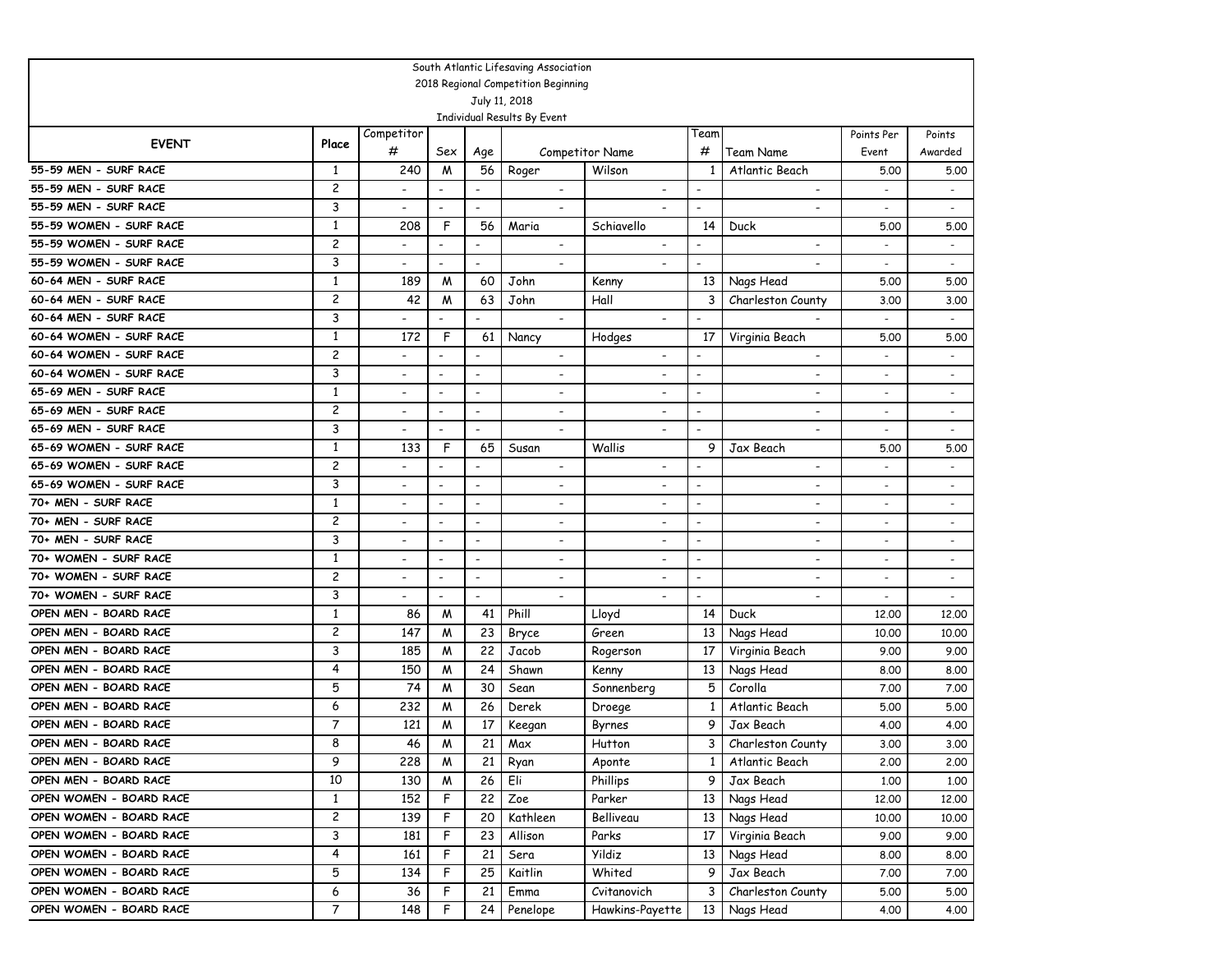South Atlantic Lifesaving Association
2018 Regional Competition Beginning
July 11, 2018
Individual Results By Event

| EVENT | Place | Competitor # | Sex | Age | Competitor Name | | Team # | Team Name | Points Per Event | Points Awarded |
|---|---|---|---|---|---|---|---|---|---|---|
| 55-59 MEN - SURF RACE | 1 | 240 | M | 56 | Roger | Wilson | 1 | Atlantic Beach | 5.00 | 5.00 |
| 55-59 MEN - SURF RACE | 2 | - | - | - | - | - | - | - | - | - |
| 55-59 MEN - SURF RACE | 3 | - | - | - | - | - | - | - | - | - |
| 55-59 WOMEN - SURF RACE | 1 | 208 | F | 56 | Maria | Schiavello | 14 | Duck | 5.00 | 5.00 |
| 55-59 WOMEN - SURF RACE | 2 | - | - | - | - | - | - | - | - | - |
| 55-59 WOMEN - SURF RACE | 3 | - | - | - | - | - | - | - | - | - |
| 60-64 MEN - SURF RACE | 1 | 189 | M | 60 | John | Kenny | 13 | Nags Head | 5.00 | 5.00 |
| 60-64 MEN - SURF RACE | 2 | 42 | M | 63 | John | Hall | 3 | Charleston County | 3.00 | 3.00 |
| 60-64 MEN - SURF RACE | 3 | - | - | - | - | - | - | - | - | - |
| 60-64 WOMEN - SURF RACE | 1 | 172 | F | 61 | Nancy | Hodges | 17 | Virginia Beach | 5.00 | 5.00 |
| 60-64 WOMEN - SURF RACE | 2 | - | - | - | - | - | - | - | - | - |
| 60-64 WOMEN - SURF RACE | 3 | - | - | - | - | - | - | - | - | - |
| 65-69 MEN - SURF RACE | 1 | - | - | - | - | - | - | - | - | - |
| 65-69 MEN - SURF RACE | 2 | - | - | - | - | - | - | - | - | - |
| 65-69 MEN - SURF RACE | 3 | - | - | - | - | - | - | - | - | - |
| 65-69 WOMEN - SURF RACE | 1 | 133 | F | 65 | Susan | Wallis | 9 | Jax Beach | 5.00 | 5.00 |
| 65-69 WOMEN - SURF RACE | 2 | - | - | - | - | - | - | - | - | - |
| 65-69 WOMEN - SURF RACE | 3 | - | - | - | - | - | - | - | - | - |
| 70+ MEN - SURF RACE | 1 | - | - | - | - | - | - | - | - | - |
| 70+ MEN - SURF RACE | 2 | - | - | - | - | - | - | - | - | - |
| 70+ MEN - SURF RACE | 3 | - | - | - | - | - | - | - | - | - |
| 70+ WOMEN - SURF RACE | 1 | - | - | - | - | - | - | - | - | - |
| 70+ WOMEN - SURF RACE | 2 | - | - | - | - | - | - | - | - | - |
| 70+ WOMEN - SURF RACE | 3 | - | - | - | - | - | - | - | - | - |
| OPEN MEN - BOARD RACE | 1 | 86 | M | 41 | Phill | Lloyd | 14 | Duck | 12.00 | 12.00 |
| OPEN MEN - BOARD RACE | 2 | 147 | M | 23 | Bryce | Green | 13 | Nags Head | 10.00 | 10.00 |
| OPEN MEN - BOARD RACE | 3 | 185 | M | 22 | Jacob | Rogerson | 17 | Virginia Beach | 9.00 | 9.00 |
| OPEN MEN - BOARD RACE | 4 | 150 | M | 24 | Shawn | Kenny | 13 | Nags Head | 8.00 | 8.00 |
| OPEN MEN - BOARD RACE | 5 | 74 | M | 30 | Sean | Sonnenberg | 5 | Corolla | 7.00 | 7.00 |
| OPEN MEN - BOARD RACE | 6 | 232 | M | 26 | Derek | Droege | 1 | Atlantic Beach | 5.00 | 5.00 |
| OPEN MEN - BOARD RACE | 7 | 121 | M | 17 | Keegan | Byrnes | 9 | Jax Beach | 4.00 | 4.00 |
| OPEN MEN - BOARD RACE | 8 | 46 | M | 21 | Max | Hutton | 3 | Charleston County | 3.00 | 3.00 |
| OPEN MEN - BOARD RACE | 9 | 228 | M | 21 | Ryan | Aponte | 1 | Atlantic Beach | 2.00 | 2.00 |
| OPEN MEN - BOARD RACE | 10 | 130 | M | 26 | Eli | Phillips | 9 | Jax Beach | 1.00 | 1.00 |
| OPEN WOMEN - BOARD RACE | 1 | 152 | F | 22 | Zoe | Parker | 13 | Nags Head | 12.00 | 12.00 |
| OPEN WOMEN - BOARD RACE | 2 | 139 | F | 20 | Kathleen | Belliveau | 13 | Nags Head | 10.00 | 10.00 |
| OPEN WOMEN - BOARD RACE | 3 | 181 | F | 23 | Allison | Parks | 17 | Virginia Beach | 9.00 | 9.00 |
| OPEN WOMEN - BOARD RACE | 4 | 161 | F | 21 | Sera | Yildiz | 13 | Nags Head | 8.00 | 8.00 |
| OPEN WOMEN - BOARD RACE | 5 | 134 | F | 25 | Kaitlin | Whited | 9 | Jax Beach | 7.00 | 7.00 |
| OPEN WOMEN - BOARD RACE | 6 | 36 | F | 21 | Emma | Cvitanovich | 3 | Charleston County | 5.00 | 5.00 |
| OPEN WOMEN - BOARD RACE | 7 | 148 | F | 24 | Penelope | Hawkins-Payette | 13 | Nags Head | 4.00 | 4.00 |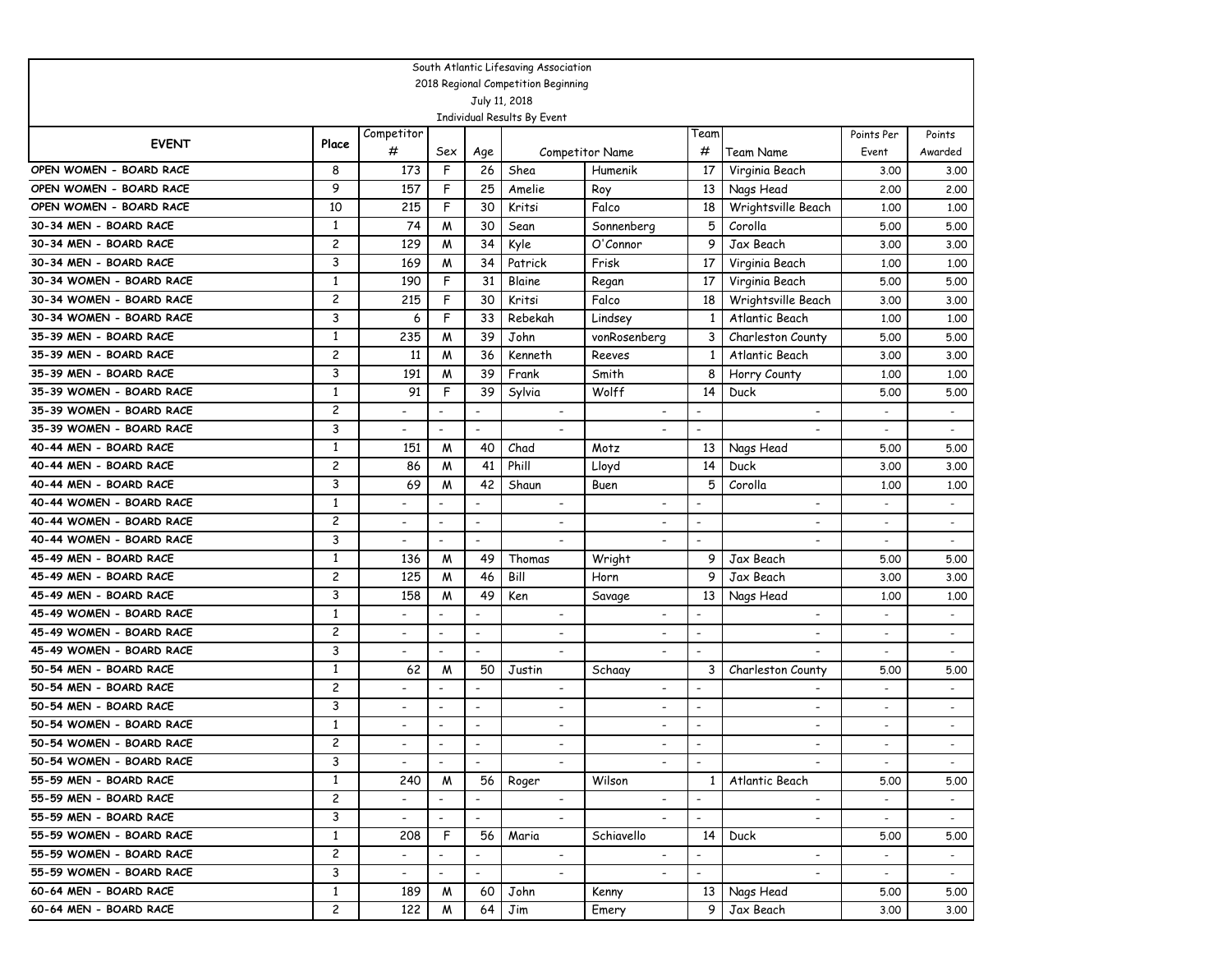South Atlantic Lifesaving Association
2018 Regional Competition Beginning
July 11, 2018
Individual Results By Event

| EVENT | Place | Competitor # | Sex | Age | Competitor Name | | Team # | Team Name | Points Per Event | Points Awarded |
|---|---|---|---|---|---|---|---|---|---|---|
| OPEN WOMEN - BOARD RACE | 8 | 173 | F | 26 | Shea | Humenik | 17 | Virginia Beach | 3.00 | 3.00 |
| OPEN WOMEN - BOARD RACE | 9 | 157 | F | 25 | Amelie | Roy | 13 | Nags Head | 2.00 | 2.00 |
| OPEN WOMEN - BOARD RACE | 10 | 215 | F | 30 | Kritsi | Falco | 18 | Wrightsville Beach | 1.00 | 1.00 |
| 30-34 MEN - BOARD RACE | 1 | 74 | M | 30 | Sean | Sonnenberg | 5 | Corolla | 5.00 | 5.00 |
| 30-34 MEN - BOARD RACE | 2 | 129 | M | 34 | Kyle | O'Connor | 9 | Jax Beach | 3.00 | 3.00 |
| 30-34 MEN - BOARD RACE | 3 | 169 | M | 34 | Patrick | Frisk | 17 | Virginia Beach | 1.00 | 1.00 |
| 30-34 WOMEN - BOARD RACE | 1 | 190 | F | 31 | Blaine | Regan | 17 | Virginia Beach | 5.00 | 5.00 |
| 30-34 WOMEN - BOARD RACE | 2 | 215 | F | 30 | Kritsi | Falco | 18 | Wrightsville Beach | 3.00 | 3.00 |
| 30-34 WOMEN - BOARD RACE | 3 | 6 | F | 33 | Rebekah | Lindsey | 1 | Atlantic Beach | 1.00 | 1.00 |
| 35-39 MEN - BOARD RACE | 1 | 235 | M | 39 | John | vonRosenberg | 3 | Charleston County | 5.00 | 5.00 |
| 35-39 MEN - BOARD RACE | 2 | 11 | M | 36 | Kenneth | Reeves | 1 | Atlantic Beach | 3.00 | 3.00 |
| 35-39 MEN - BOARD RACE | 3 | 191 | M | 39 | Frank | Smith | 8 | Horry County | 1.00 | 1.00 |
| 35-39 WOMEN - BOARD RACE | 1 | 91 | F | 39 | Sylvia | Wolff | 14 | Duck | 5.00 | 5.00 |
| 35-39 WOMEN - BOARD RACE | 2 | - | - | - | - | - | - | - | - | - |
| 35-39 WOMEN - BOARD RACE | 3 | - | - | - | - | - | - | - | - | - |
| 40-44 MEN - BOARD RACE | 1 | 151 | M | 40 | Chad | Motz | 13 | Nags Head | 5.00 | 5.00 |
| 40-44 MEN - BOARD RACE | 2 | 86 | M | 41 | Phill | Lloyd | 14 | Duck | 3.00 | 3.00 |
| 40-44 MEN - BOARD RACE | 3 | 69 | M | 42 | Shaun | Buen | 5 | Corolla | 1.00 | 1.00 |
| 40-44 WOMEN - BOARD RACE | 1 | - | - | - | - | - | - | - | - | - |
| 40-44 WOMEN - BOARD RACE | 2 | - | - | - | - | - | - | - | - | - |
| 40-44 WOMEN - BOARD RACE | 3 | - | - | - | - | - | - | - | - | - |
| 45-49 MEN - BOARD RACE | 1 | 136 | M | 49 | Thomas | Wright | 9 | Jax Beach | 5.00 | 5.00 |
| 45-49 MEN - BOARD RACE | 2 | 125 | M | 46 | Bill | Horn | 9 | Jax Beach | 3.00 | 3.00 |
| 45-49 MEN - BOARD RACE | 3 | 158 | M | 49 | Ken | Savage | 13 | Nags Head | 1.00 | 1.00 |
| 45-49 WOMEN - BOARD RACE | 1 | - | - | - | - | - | - | - | - | - |
| 45-49 WOMEN - BOARD RACE | 2 | - | - | - | - | - | - | - | - | - |
| 45-49 WOMEN - BOARD RACE | 3 | - | - | - | - | - | - | - | - | - |
| 50-54 MEN - BOARD RACE | 1 | 62 | M | 50 | Justin | Schaay | 3 | Charleston County | 5.00 | 5.00 |
| 50-54 MEN - BOARD RACE | 2 | - | - | - | - | - | - | - | - | - |
| 50-54 MEN - BOARD RACE | 3 | - | - | - | - | - | - | - | - | - |
| 50-54 WOMEN - BOARD RACE | 1 | - | - | - | - | - | - | - | - | - |
| 50-54 WOMEN - BOARD RACE | 2 | - | - | - | - | - | - | - | - | - |
| 50-54 WOMEN - BOARD RACE | 3 | - | - | - | - | - | - | - | - | - |
| 55-59 MEN - BOARD RACE | 1 | 240 | M | 56 | Roger | Wilson | 1 | Atlantic Beach | 5.00 | 5.00 |
| 55-59 MEN - BOARD RACE | 2 | - | - | - | - | - | - | - | - | - |
| 55-59 MEN - BOARD RACE | 3 | - | - | - | - | - | - | - | - | - |
| 55-59 WOMEN - BOARD RACE | 1 | 208 | F | 56 | Maria | Schiavello | 14 | Duck | 5.00 | 5.00 |
| 55-59 WOMEN - BOARD RACE | 2 | - | - | - | - | - | - | - | - | - |
| 55-59 WOMEN - BOARD RACE | 3 | - | - | - | - | - | - | - | - | - |
| 60-64 MEN - BOARD RACE | 1 | 189 | M | 60 | John | Kenny | 13 | Nags Head | 5.00 | 5.00 |
| 60-64 MEN - BOARD RACE | 2 | 122 | M | 64 | Jim | Emery | 9 | Jax Beach | 3.00 | 3.00 |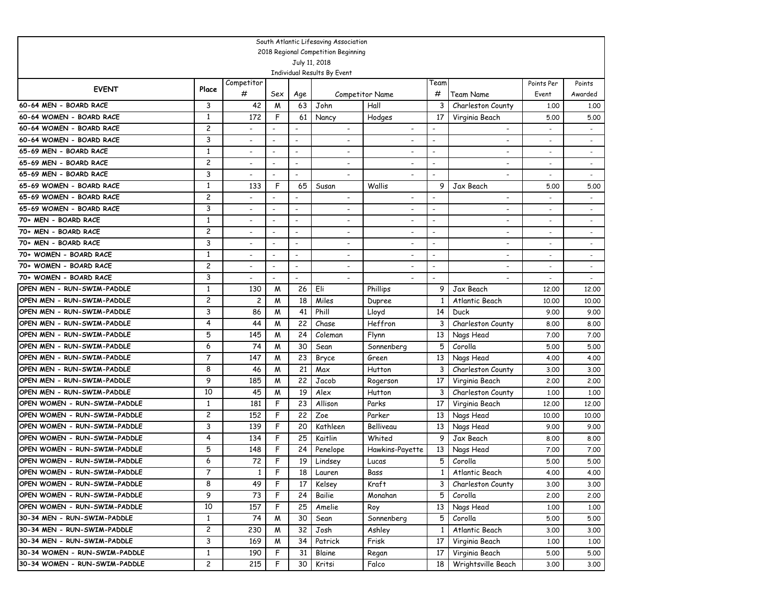South Atlantic Lifesaving Association
2018 Regional Competition Beginning
July 11, 2018
Individual Results By Event

| EVENT | Place | Competitor # | Sex | Age | Competitor Name | | Team # | Team Name | Points Per Event | Points Awarded |
|---|---|---|---|---|---|---|---|---|---|---|
| 60-64 MEN - BOARD RACE | 3 | 42 | M | 63 | John | Hall | 3 | Charleston County | 1.00 | 1.00 |
| 60-64 WOMEN - BOARD RACE | 1 | 172 | F | 61 | Nancy | Hodges | 17 | Virginia Beach | 5.00 | 5.00 |
| 60-64 WOMEN - BOARD RACE | 2 | - | - | - | - | - | - | - | - | - |
| 60-64 WOMEN - BOARD RACE | 3 | - | - | - | - | - | - | - | - | - |
| 65-69 MEN - BOARD RACE | 1 | - | - | - | - | - | - | - | - | - |
| 65-69 MEN - BOARD RACE | 2 | - | - | - | - | - | - | - | - | - |
| 65-69 MEN - BOARD RACE | 3 | - | - | - | - | - | - | - | - | - |
| 65-69 WOMEN - BOARD RACE | 1 | 133 | F | 65 | Susan | Wallis | 9 | Jax Beach | 5.00 | 5.00 |
| 65-69 WOMEN - BOARD RACE | 2 | - | - | - | - | - | - | - | - | - |
| 65-69 WOMEN - BOARD RACE | 3 | - | - | - | - | - | - | - | - | - |
| 70+ MEN - BOARD RACE | 1 | - | - | - | - | - | - | - | - | - |
| 70+ MEN - BOARD RACE | 2 | - | - | - | - | - | - | - | - | - |
| 70+ MEN - BOARD RACE | 3 | - | - | - | - | - | - | - | - | - |
| 70+ WOMEN - BOARD RACE | 1 | - | - | - | - | - | - | - | - | - |
| 70+ WOMEN - BOARD RACE | 2 | - | - | - | - | - | - | - | - | - |
| 70+ WOMEN - BOARD RACE | 3 | - | - | - | - | - | - | - | - | - |
| OPEN MEN - RUN-SWIM-PADDLE | 1 | 130 | M | 26 | Eli | Phillips | 9 | Jax Beach | 12.00 | 12.00 |
| OPEN MEN - RUN-SWIM-PADDLE | 2 | 2 | M | 18 | Miles | Dupree | 1 | Atlantic Beach | 10.00 | 10.00 |
| OPEN MEN - RUN-SWIM-PADDLE | 3 | 86 | M | 41 | Phill | Lloyd | 14 | Duck | 9.00 | 9.00 |
| OPEN MEN - RUN-SWIM-PADDLE | 4 | 44 | M | 22 | Chase | Heffron | 3 | Charleston County | 8.00 | 8.00 |
| OPEN MEN - RUN-SWIM-PADDLE | 5 | 145 | M | 24 | Coleman | Flynn | 13 | Nags Head | 7.00 | 7.00 |
| OPEN MEN - RUN-SWIM-PADDLE | 6 | 74 | M | 30 | Sean | Sonnenberg | 5 | Corolla | 5.00 | 5.00 |
| OPEN MEN - RUN-SWIM-PADDLE | 7 | 147 | M | 23 | Bryce | Green | 13 | Nags Head | 4.00 | 4.00 |
| OPEN MEN - RUN-SWIM-PADDLE | 8 | 46 | M | 21 | Max | Hutton | 3 | Charleston County | 3.00 | 3.00 |
| OPEN MEN - RUN-SWIM-PADDLE | 9 | 185 | M | 22 | Jacob | Rogerson | 17 | Virginia Beach | 2.00 | 2.00 |
| OPEN MEN - RUN-SWIM-PADDLE | 10 | 45 | M | 19 | Alex | Hutton | 3 | Charleston County | 1.00 | 1.00 |
| OPEN WOMEN - RUN-SWIM-PADDLE | 1 | 181 | F | 23 | Allison | Parks | 17 | Virginia Beach | 12.00 | 12.00 |
| OPEN WOMEN - RUN-SWIM-PADDLE | 2 | 152 | F | 22 | Zoe | Parker | 13 | Nags Head | 10.00 | 10.00 |
| OPEN WOMEN - RUN-SWIM-PADDLE | 3 | 139 | F | 20 | Kathleen | Belliveau | 13 | Nags Head | 9.00 | 9.00 |
| OPEN WOMEN - RUN-SWIM-PADDLE | 4 | 134 | F | 25 | Kaitlin | Whited | 9 | Jax Beach | 8.00 | 8.00 |
| OPEN WOMEN - RUN-SWIM-PADDLE | 5 | 148 | F | 24 | Penelope | Hawkins-Payette | 13 | Nags Head | 7.00 | 7.00 |
| OPEN WOMEN - RUN-SWIM-PADDLE | 6 | 72 | F | 19 | Lindsey | Lucas | 5 | Corolla | 5.00 | 5.00 |
| OPEN WOMEN - RUN-SWIM-PADDLE | 7 | 1 | F | 18 | Lauren | Bass | 1 | Atlantic Beach | 4.00 | 4.00 |
| OPEN WOMEN - RUN-SWIM-PADDLE | 8 | 49 | F | 17 | Kelsey | Kraft | 3 | Charleston County | 3.00 | 3.00 |
| OPEN WOMEN - RUN-SWIM-PADDLE | 9 | 73 | F | 24 | Bailie | Monahan | 5 | Corolla | 2.00 | 2.00 |
| OPEN WOMEN - RUN-SWIM-PADDLE | 10 | 157 | F | 25 | Amelie | Roy | 13 | Nags Head | 1.00 | 1.00 |
| 30-34 MEN - RUN-SWIM-PADDLE | 1 | 74 | M | 30 | Sean | Sonnenberg | 5 | Corolla | 5.00 | 5.00 |
| 30-34 MEN - RUN-SWIM-PADDLE | 2 | 230 | M | 32 | Josh | Ashley | 1 | Atlantic Beach | 3.00 | 3.00 |
| 30-34 MEN - RUN-SWIM-PADDLE | 3 | 169 | M | 34 | Patrick | Frisk | 17 | Virginia Beach | 1.00 | 1.00 |
| 30-34 WOMEN - RUN-SWIM-PADDLE | 1 | 190 | F | 31 | Blaine | Regan | 17 | Virginia Beach | 5.00 | 5.00 |
| 30-34 WOMEN - RUN-SWIM-PADDLE | 2 | 215 | F | 30 | Kritsi | Falco | 18 | Wrightsville Beach | 3.00 | 3.00 |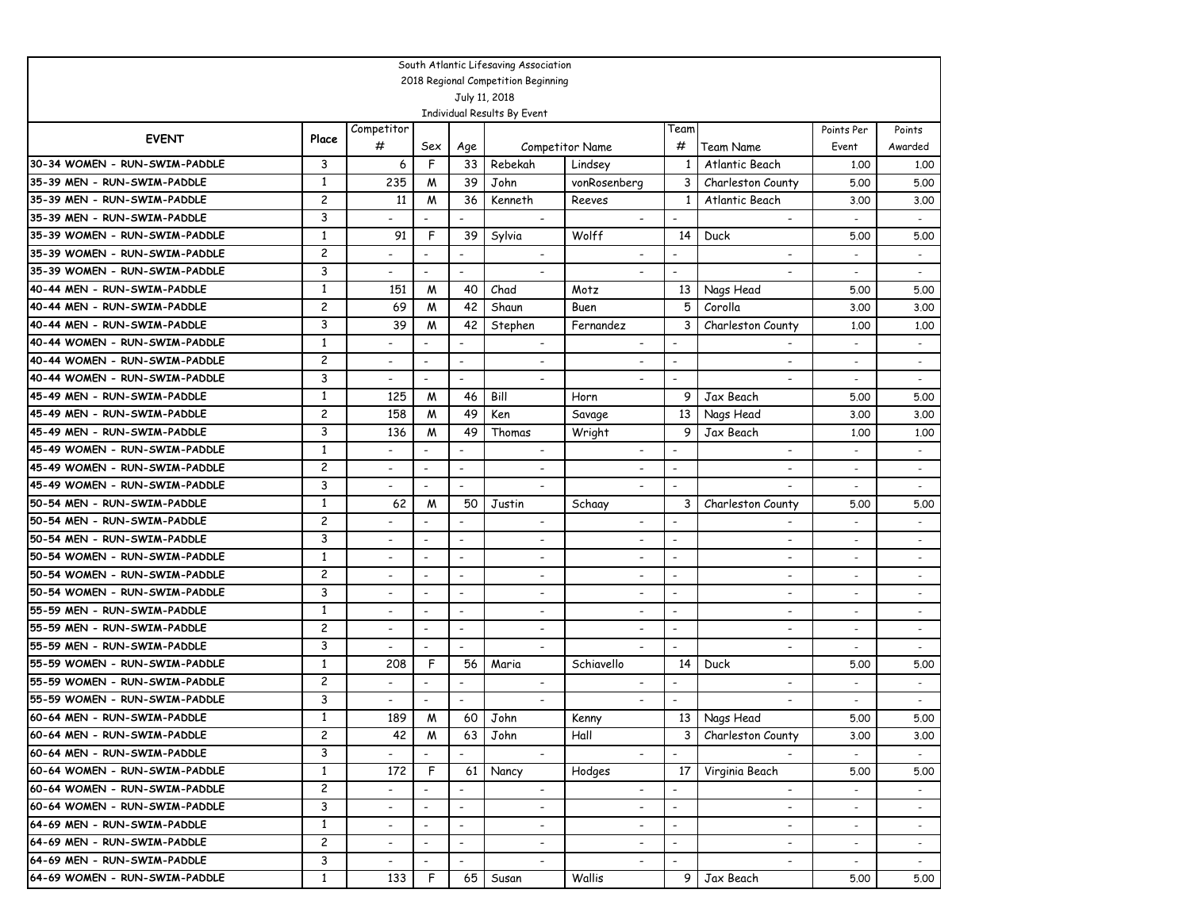South Atlantic Lifesaving Association
2018 Regional Competition Beginning
July 11, 2018
Individual Results By Event

| EVENT | Place | Competitor # | Sex | Age | Competitor Name | | Team # | Team Name | Points Per Event | Points Awarded |
|---|---|---|---|---|---|---|---|---|---|---|
| 30-34 WOMEN - RUN-SWIM-PADDLE | 3 | 6 | F | 33 | Rebekah | Lindsey | 1 | Atlantic Beach | 1.00 | 1.00 |
| 35-39 MEN - RUN-SWIM-PADDLE | 1 | 235 | M | 39 | John | vonRosenberg | 3 | Charleston County | 5.00 | 5.00 |
| 35-39 MEN - RUN-SWIM-PADDLE | 2 | 11 | M | 36 | Kenneth | Reeves | 1 | Atlantic Beach | 3.00 | 3.00 |
| 35-39 MEN - RUN-SWIM-PADDLE | 3 | - | - | - | - | - | - | - | - | - |
| 35-39 WOMEN - RUN-SWIM-PADDLE | 1 | 91 | F | 39 | Sylvia | Wolff | 14 | Duck | 5.00 | 5.00 |
| 35-39 WOMEN - RUN-SWIM-PADDLE | 2 | - | - | - | - | - | - | - | - | - |
| 35-39 WOMEN - RUN-SWIM-PADDLE | 3 | - | - | - | - | - | - | - | - | - |
| 40-44 MEN - RUN-SWIM-PADDLE | 1 | 151 | M | 40 | Chad | Motz | 13 | Nags Head | 5.00 | 5.00 |
| 40-44 MEN - RUN-SWIM-PADDLE | 2 | 69 | M | 42 | Shaun | Buen | 5 | Corolla | 3.00 | 3.00 |
| 40-44 MEN - RUN-SWIM-PADDLE | 3 | 39 | M | 42 | Stephen | Fernandez | 3 | Charleston County | 1.00 | 1.00 |
| 40-44 WOMEN - RUN-SWIM-PADDLE | 1 | - | - | - | - | - | - | - | - | - |
| 40-44 WOMEN - RUN-SWIM-PADDLE | 2 | - | - | - | - | - | - | - | - | - |
| 40-44 WOMEN - RUN-SWIM-PADDLE | 3 | - | - | - | - | - | - | - | - | - |
| 45-49 MEN - RUN-SWIM-PADDLE | 1 | 125 | M | 46 | Bill | Horn | 9 | Jax Beach | 5.00 | 5.00 |
| 45-49 MEN - RUN-SWIM-PADDLE | 2 | 158 | M | 49 | Ken | Savage | 13 | Nags Head | 3.00 | 3.00 |
| 45-49 MEN - RUN-SWIM-PADDLE | 3 | 136 | M | 49 | Thomas | Wright | 9 | Jax Beach | 1.00 | 1.00 |
| 45-49 WOMEN - RUN-SWIM-PADDLE | 1 | - | - | - | - | - | - | - | - | - |
| 45-49 WOMEN - RUN-SWIM-PADDLE | 2 | - | - | - | - | - | - | - | - | - |
| 45-49 WOMEN - RUN-SWIM-PADDLE | 3 | - | - | - | - | - | - | - | - | - |
| 50-54 MEN - RUN-SWIM-PADDLE | 1 | 62 | M | 50 | Justin | Schaay | 3 | Charleston County | 5.00 | 5.00 |
| 50-54 MEN - RUN-SWIM-PADDLE | 2 | - | - | - | - | - | - | - | - | - |
| 50-54 MEN - RUN-SWIM-PADDLE | 3 | - | - | - | - | - | - | - | - | - |
| 50-54 WOMEN - RUN-SWIM-PADDLE | 1 | - | - | - | - | - | - | - | - | - |
| 50-54 WOMEN - RUN-SWIM-PADDLE | 2 | - | - | - | - | - | - | - | - | - |
| 50-54 WOMEN - RUN-SWIM-PADDLE | 3 | - | - | - | - | - | - | - | - | - |
| 55-59 MEN - RUN-SWIM-PADDLE | 1 | - | - | - | - | - | - | - | - | - |
| 55-59 MEN - RUN-SWIM-PADDLE | 2 | - | - | - | - | - | - | - | - | - |
| 55-59 MEN - RUN-SWIM-PADDLE | 3 | - | - | - | - | - | - | - | - | - |
| 55-59 WOMEN - RUN-SWIM-PADDLE | 1 | 208 | F | 56 | Maria | Schiavello | 14 | Duck | 5.00 | 5.00 |
| 55-59 WOMEN - RUN-SWIM-PADDLE | 2 | - | - | - | - | - | - | - | - | - |
| 55-59 WOMEN - RUN-SWIM-PADDLE | 3 | - | - | - | - | - | - | - | - | - |
| 60-64 MEN - RUN-SWIM-PADDLE | 1 | 189 | M | 60 | John | Kenny | 13 | Nags Head | 5.00 | 5.00 |
| 60-64 MEN - RUN-SWIM-PADDLE | 2 | 42 | M | 63 | John | Hall | 3 | Charleston County | 3.00 | 3.00 |
| 60-64 MEN - RUN-SWIM-PADDLE | 3 | - | - | - | - | - | - | - | - | - |
| 60-64 WOMEN - RUN-SWIM-PADDLE | 1 | 172 | F | 61 | Nancy | Hodges | 17 | Virginia Beach | 5.00 | 5.00 |
| 60-64 WOMEN - RUN-SWIM-PADDLE | 2 | - | - | - | - | - | - | - | - | - |
| 60-64 WOMEN - RUN-SWIM-PADDLE | 3 | - | - | - | - | - | - | - | - | - |
| 64-69 MEN - RUN-SWIM-PADDLE | 1 | - | - | - | - | - | - | - | - | - |
| 64-69 MEN - RUN-SWIM-PADDLE | 2 | - | - | - | - | - | - | - | - | - |
| 64-69 MEN - RUN-SWIM-PADDLE | 3 | - | - | - | - | - | - | - | - | - |
| 64-69 WOMEN - RUN-SWIM-PADDLE | 1 | 133 | F | 65 | Susan | Wallis | 9 | Jax Beach | 5.00 | 5.00 |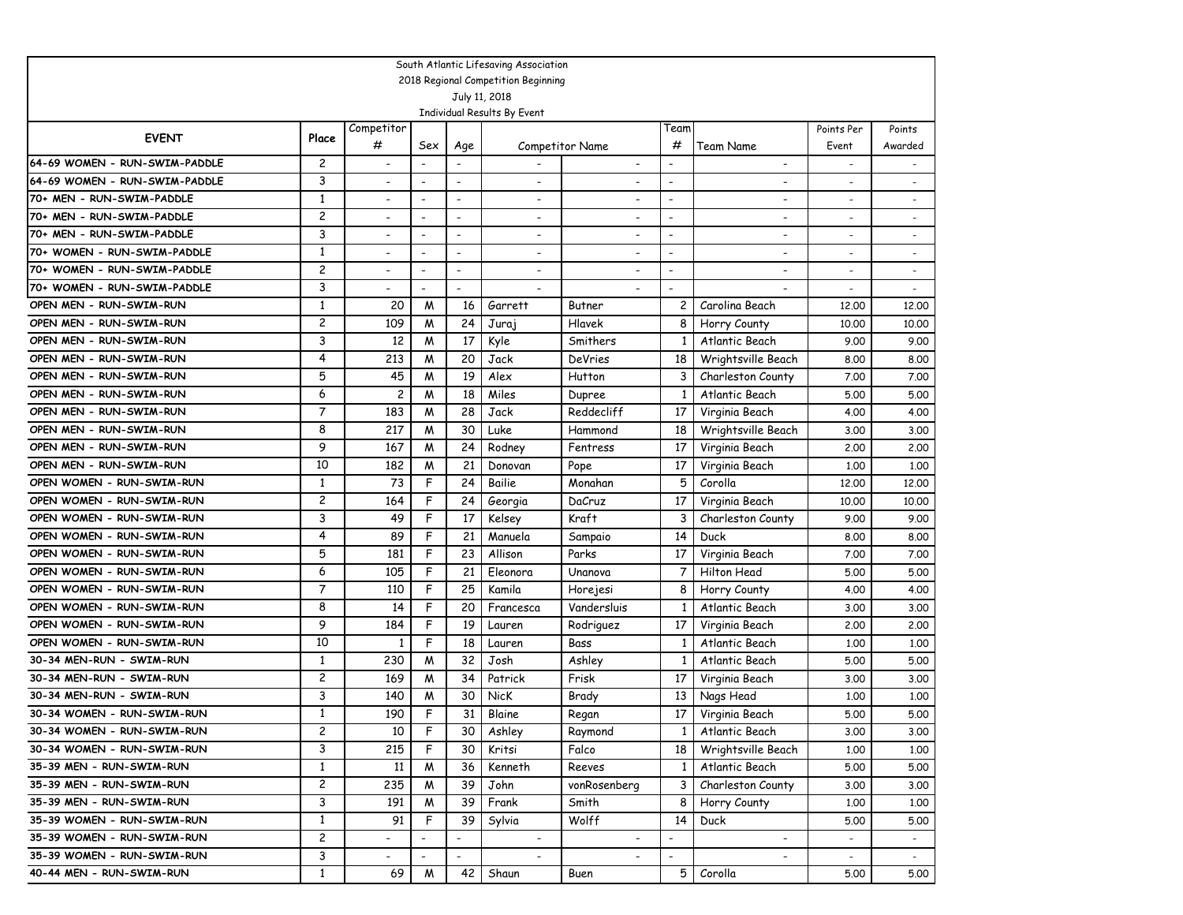South Atlantic Lifesaving Association

2018 Regional Competition Beginning

July 11, 2018

Individual Results By Event

| EVENT | Place | Competitor # | Sex | Age | Competitor Name | | Team # | Team Name | Points Per Event | Points Awarded |
|---|---|---|---|---|---|---|---|---|---|---|
| 64-69 WOMEN - RUN-SWIM-PADDLE | 2 | - | - | - | - | - | - | - | - | - |
| 64-69 WOMEN - RUN-SWIM-PADDLE | 3 | - | - | - | - | - | - | - | - | - |
| 70+ MEN - RUN-SWIM-PADDLE | 1 | - | - | - | - | - | - | - | - | - |
| 70+ MEN - RUN-SWIM-PADDLE | 2 | - | - | - | - | - | - | - | - | - |
| 70+ MEN - RUN-SWIM-PADDLE | 3 | - | - | - | - | - | - | - | - | - |
| 70+ WOMEN - RUN-SWIM-PADDLE | 1 | - | - | - | - | - | - | - | - | - |
| 70+ WOMEN - RUN-SWIM-PADDLE | 2 | - | - | - | - | - | - | - | - | - |
| 70+ WOMEN - RUN-SWIM-PADDLE | 3 | - | - | - | - | - | - | - | - | - |
| OPEN MEN - RUN-SWIM-RUN | 1 | 20 | M | 16 | Garrett | Butner | 2 | Carolina Beach | 12.00 | 12.00 |
| OPEN MEN - RUN-SWIM-RUN | 2 | 109 | M | 24 | Juraj | Hlavek | 8 | Horry County | 10.00 | 10.00 |
| OPEN MEN - RUN-SWIM-RUN | 3 | 12 | M | 17 | Kyle | Smithers | 1 | Atlantic Beach | 9.00 | 9.00 |
| OPEN MEN - RUN-SWIM-RUN | 4 | 213 | M | 20 | Jack | DeVries | 18 | Wrightsville Beach | 8.00 | 8.00 |
| OPEN MEN - RUN-SWIM-RUN | 5 | 45 | M | 19 | Alex | Hutton | 3 | Charleston County | 7.00 | 7.00 |
| OPEN MEN - RUN-SWIM-RUN | 6 | 2 | M | 18 | Miles | Dupree | 1 | Atlantic Beach | 5.00 | 5.00 |
| OPEN MEN - RUN-SWIM-RUN | 7 | 183 | M | 28 | Jack | Reddecliff | 17 | Virginia Beach | 4.00 | 4.00 |
| OPEN MEN - RUN-SWIM-RUN | 8 | 217 | M | 30 | Luke | Hammond | 18 | Wrightsville Beach | 3.00 | 3.00 |
| OPEN MEN - RUN-SWIM-RUN | 9 | 167 | M | 24 | Rodney | Fentress | 17 | Virginia Beach | 2.00 | 2.00 |
| OPEN MEN - RUN-SWIM-RUN | 10 | 182 | M | 21 | Donovan | Pope | 17 | Virginia Beach | 1.00 | 1.00 |
| OPEN WOMEN - RUN-SWIM-RUN | 1 | 73 | F | 24 | Bailie | Monahan | 5 | Corolla | 12.00 | 12.00 |
| OPEN WOMEN - RUN-SWIM-RUN | 2 | 164 | F | 24 | Georgia | DaCruz | 17 | Virginia Beach | 10.00 | 10.00 |
| OPEN WOMEN - RUN-SWIM-RUN | 3 | 49 | F | 17 | Kelsey | Kraft | 3 | Charleston County | 9.00 | 9.00 |
| OPEN WOMEN - RUN-SWIM-RUN | 4 | 89 | F | 21 | Manuela | Sampaio | 14 | Duck | 8.00 | 8.00 |
| OPEN WOMEN - RUN-SWIM-RUN | 5 | 181 | F | 23 | Allison | Parks | 17 | Virginia Beach | 7.00 | 7.00 |
| OPEN WOMEN - RUN-SWIM-RUN | 6 | 105 | F | 21 | Eleonora | Unanova | 7 | Hilton Head | 5.00 | 5.00 |
| OPEN WOMEN - RUN-SWIM-RUN | 7 | 110 | F | 25 | Kamila | Horejesi | 8 | Horry County | 4.00 | 4.00 |
| OPEN WOMEN - RUN-SWIM-RUN | 8 | 14 | F | 20 | Francesca | Vandersluis | 1 | Atlantic Beach | 3.00 | 3.00 |
| OPEN WOMEN - RUN-SWIM-RUN | 9 | 184 | F | 19 | Lauren | Rodriguez | 17 | Virginia Beach | 2.00 | 2.00 |
| OPEN WOMEN - RUN-SWIM-RUN | 10 | 1 | F | 18 | Lauren | Bass | 1 | Atlantic Beach | 1.00 | 1.00 |
| 30-34 MEN-RUN - SWIM-RUN | 1 | 230 | M | 32 | Josh | Ashley | 1 | Atlantic Beach | 5.00 | 5.00 |
| 30-34 MEN-RUN - SWIM-RUN | 2 | 169 | M | 34 | Patrick | Frisk | 17 | Virginia Beach | 3.00 | 3.00 |
| 30-34 MEN-RUN - SWIM-RUN | 3 | 140 | M | 30 | NicK | Brady | 13 | Nags Head | 1.00 | 1.00 |
| 30-34 WOMEN - RUN-SWIM-RUN | 1 | 190 | F | 31 | Blaine | Regan | 17 | Virginia Beach | 5.00 | 5.00 |
| 30-34 WOMEN - RUN-SWIM-RUN | 2 | 10 | F | 30 | Ashley | Raymond | 1 | Atlantic Beach | 3.00 | 3.00 |
| 30-34 WOMEN - RUN-SWIM-RUN | 3 | 215 | F | 30 | Kritsi | Falco | 18 | Wrightsville Beach | 1.00 | 1.00 |
| 35-39 MEN - RUN-SWIM-RUN | 1 | 11 | M | 36 | Kenneth | Reeves | 1 | Atlantic Beach | 5.00 | 5.00 |
| 35-39 MEN - RUN-SWIM-RUN | 2 | 235 | M | 39 | John | vonRosenberg | 3 | Charleston County | 3.00 | 3.00 |
| 35-39 MEN - RUN-SWIM-RUN | 3 | 191 | M | 39 | Frank | Smith | 8 | Horry County | 1.00 | 1.00 |
| 35-39 WOMEN - RUN-SWIM-RUN | 1 | 91 | F | 39 | Sylvia | Wolff | 14 | Duck | 5.00 | 5.00 |
| 35-39 WOMEN - RUN-SWIM-RUN | 2 | - | - | - | - | - | - | - | - | - |
| 35-39 WOMEN - RUN-SWIM-RUN | 3 | - | - | - | - | - | - | - | - | - |
| 40-44 MEN - RUN-SWIM-RUN | 1 | 69 | M | 42 | Shaun | Buen | 5 | Corolla | 5.00 | 5.00 |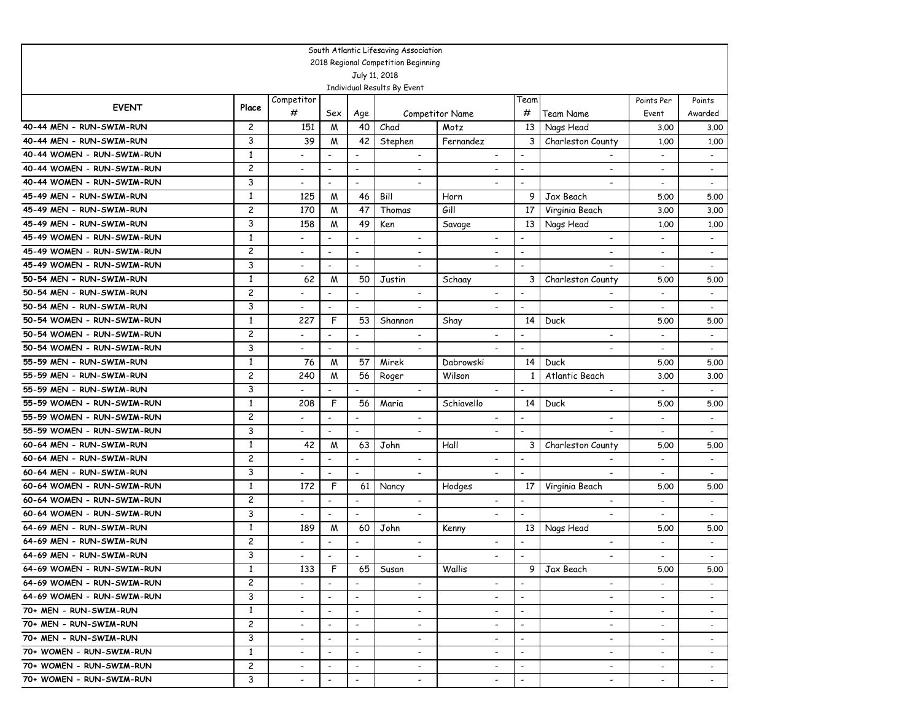South Atlantic Lifesaving Association

2018 Regional Competition Beginning

July 11, 2018

Individual Results By Event

| EVENT | Place | Competitor # | Sex | Age | Competitor Name | | Team # | Team Name | Points Per Event | Points Awarded |
|---|---|---|---|---|---|---|---|---|---|---|
| 40-44 MEN - RUN-SWIM-RUN | 2 | 151 | M | 40 | Chad | Motz | 13 | Nags Head | 3.00 | 3.00 |
| 40-44 MEN - RUN-SWIM-RUN | 3 | 39 | M | 42 | Stephen | Fernandez | 3 | Charleston County | 1.00 | 1.00 |
| 40-44 WOMEN - RUN-SWIM-RUN | 1 | - | - | - | - | - | - | - | - | - |
| 40-44 WOMEN - RUN-SWIM-RUN | 2 | - | - | - | - | - | - | - | - | - |
| 40-44 WOMEN - RUN-SWIM-RUN | 3 | - | - | - | - | - | - | - | - | - |
| 45-49 MEN - RUN-SWIM-RUN | 1 | 125 | M | 46 | Bill | Horn | 9 | Jax Beach | 5.00 | 5.00 |
| 45-49 MEN - RUN-SWIM-RUN | 2 | 170 | M | 47 | Thomas | Gill | 17 | Virginia Beach | 3.00 | 3.00 |
| 45-49 MEN - RUN-SWIM-RUN | 3 | 158 | M | 49 | Ken | Savage | 13 | Nags Head | 1.00 | 1.00 |
| 45-49 WOMEN - RUN-SWIM-RUN | 1 | - | - | - | - | - | - | - | - | - |
| 45-49 WOMEN - RUN-SWIM-RUN | 2 | - | - | - | - | - | - | - | - | - |
| 45-49 WOMEN - RUN-SWIM-RUN | 3 | - | - | - | - | - | - | - | - | - |
| 50-54 MEN - RUN-SWIM-RUN | 1 | 62 | M | 50 | Justin | Schaay | 3 | Charleston County | 5.00 | 5.00 |
| 50-54 MEN - RUN-SWIM-RUN | 2 | - | - | - | - | - | - | - | - | - |
| 50-54 MEN - RUN-SWIM-RUN | 3 | - | - | - | - | - | - | - | - | - |
| 50-54 WOMEN - RUN-SWIM-RUN | 1 | 227 | F | 53 | Shannon | Shay | 14 | Duck | 5.00 | 5.00 |
| 50-54 WOMEN - RUN-SWIM-RUN | 2 | - | - | - | - | - | - | - | - | - |
| 50-54 WOMEN - RUN-SWIM-RUN | 3 | - | - | - | - | - | - | - | - | - |
| 55-59 MEN - RUN-SWIM-RUN | 1 | 76 | M | 57 | Mirek | Dabrowski | 14 | Duck | 5.00 | 5.00 |
| 55-59 MEN - RUN-SWIM-RUN | 2 | 240 | M | 56 | Roger | Wilson | 1 | Atlantic Beach | 3.00 | 3.00 |
| 55-59 MEN - RUN-SWIM-RUN | 3 | - | - | - | - | - | - | - | - | - |
| 55-59 WOMEN - RUN-SWIM-RUN | 1 | 208 | F | 56 | Maria | Schiavello | 14 | Duck | 5.00 | 5.00 |
| 55-59 WOMEN - RUN-SWIM-RUN | 2 | - | - | - | - | - | - | - | - | - |
| 55-59 WOMEN - RUN-SWIM-RUN | 3 | - | - | - | - | - | - | - | - | - |
| 60-64 MEN - RUN-SWIM-RUN | 1 | 42 | M | 63 | John | Hall | 3 | Charleston County | 5.00 | 5.00 |
| 60-64 MEN - RUN-SWIM-RUN | 2 | - | - | - | - | - | - | - | - | - |
| 60-64 MEN - RUN-SWIM-RUN | 3 | - | - | - | - | - | - | - | - | - |
| 60-64 WOMEN - RUN-SWIM-RUN | 1 | 172 | F | 61 | Nancy | Hodges | 17 | Virginia Beach | 5.00 | 5.00 |
| 60-64 WOMEN - RUN-SWIM-RUN | 2 | - | - | - | - | - | - | - | - | - |
| 60-64 WOMEN - RUN-SWIM-RUN | 3 | - | - | - | - | - | - | - | - | - |
| 64-69 MEN - RUN-SWIM-RUN | 1 | 189 | M | 60 | John | Kenny | 13 | Nags Head | 5.00 | 5.00 |
| 64-69 MEN - RUN-SWIM-RUN | 2 | - | - | - | - | - | - | - | - | - |
| 64-69 MEN - RUN-SWIM-RUN | 3 | - | - | - | - | - | - | - | - | - |
| 64-69 WOMEN - RUN-SWIM-RUN | 1 | 133 | F | 65 | Susan | Wallis | 9 | Jax Beach | 5.00 | 5.00 |
| 64-69 WOMEN - RUN-SWIM-RUN | 2 | - | - | - | - | - | - | - | - | - |
| 64-69 WOMEN - RUN-SWIM-RUN | 3 | - | - | - | - | - | - | - | - | - |
| 70+ MEN - RUN-SWIM-RUN | 1 | - | - | - | - | - | - | - | - | - |
| 70+ MEN - RUN-SWIM-RUN | 2 | - | - | - | - | - | - | - | - | - |
| 70+ MEN - RUN-SWIM-RUN | 3 | - | - | - | - | - | - | - | - | - |
| 70+ WOMEN - RUN-SWIM-RUN | 1 | - | - | - | - | - | - | - | - | - |
| 70+ WOMEN - RUN-SWIM-RUN | 2 | - | - | - | - | - | - | - | - | - |
| 70+ WOMEN - RUN-SWIM-RUN | 3 | - | - | - | - | - | - | - | - | - |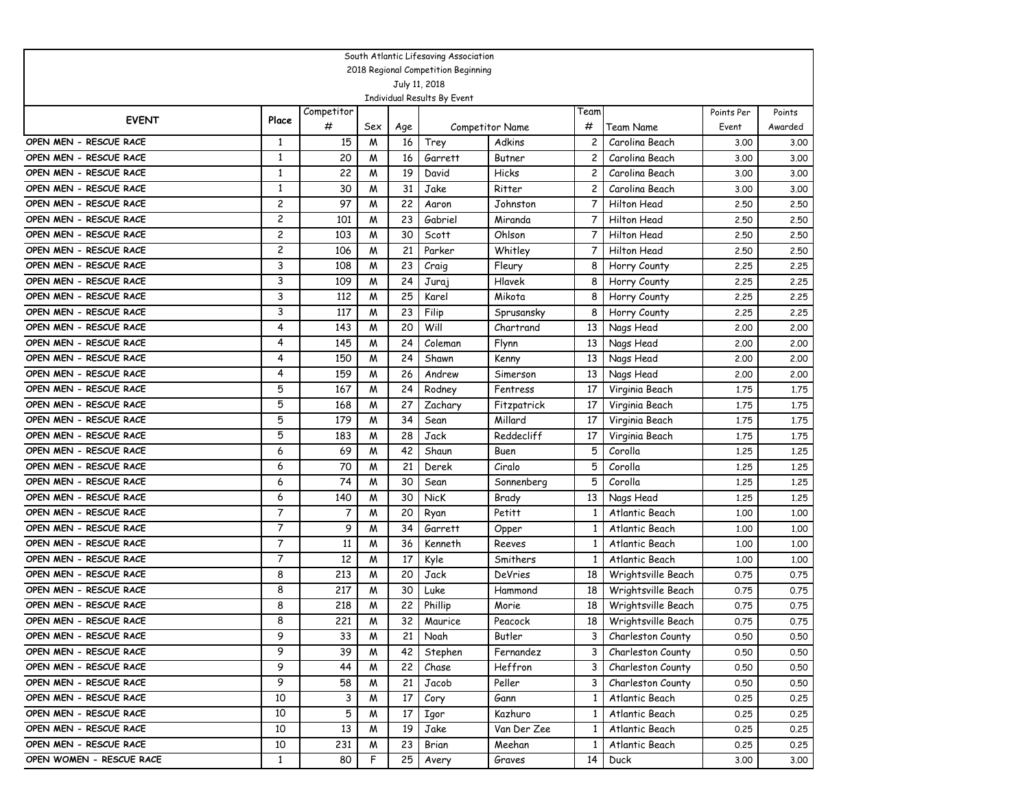South Atlantic Lifesaving Association
2018 Regional Competition Beginning
July 11, 2018
Individual Results By Event

| EVENT | Place | Competitor # | Sex | Age | Competitor Name | | Team # | Team Name | Points Per Event | Points Awarded |
|---|---|---|---|---|---|---|---|---|---|---|
| OPEN MEN - RESCUE RACE | 1 | 15 | M | 16 | Trey | Adkins | 2 | Carolina Beach | 3.00 | 3.00 |
| OPEN MEN - RESCUE RACE | 1 | 20 | M | 16 | Garrett | Butner | 2 | Carolina Beach | 3.00 | 3.00 |
| OPEN MEN - RESCUE RACE | 1 | 22 | M | 19 | David | Hicks | 2 | Carolina Beach | 3.00 | 3.00 |
| OPEN MEN - RESCUE RACE | 1 | 30 | M | 31 | Jake | Ritter | 2 | Carolina Beach | 3.00 | 3.00 |
| OPEN MEN - RESCUE RACE | 2 | 97 | M | 22 | Aaron | Johnston | 7 | Hilton Head | 2.50 | 2.50 |
| OPEN MEN - RESCUE RACE | 2 | 101 | M | 23 | Gabriel | Miranda | 7 | Hilton Head | 2.50 | 2.50 |
| OPEN MEN - RESCUE RACE | 2 | 103 | M | 30 | Scott | Ohlson | 7 | Hilton Head | 2.50 | 2.50 |
| OPEN MEN - RESCUE RACE | 2 | 106 | M | 21 | Parker | Whitley | 7 | Hilton Head | 2.50 | 2.50 |
| OPEN MEN - RESCUE RACE | 3 | 108 | M | 23 | Craig | Fleury | 8 | Horry County | 2.25 | 2.25 |
| OPEN MEN - RESCUE RACE | 3 | 109 | M | 24 | Juraj | Hlavek | 8 | Horry County | 2.25 | 2.25 |
| OPEN MEN - RESCUE RACE | 3 | 112 | M | 25 | Karel | Mikota | 8 | Horry County | 2.25 | 2.25 |
| OPEN MEN - RESCUE RACE | 3 | 117 | M | 23 | Filip | Sprusansky | 8 | Horry County | 2.25 | 2.25 |
| OPEN MEN - RESCUE RACE | 4 | 143 | M | 20 | Will | Chartrand | 13 | Nags Head | 2.00 | 2.00 |
| OPEN MEN - RESCUE RACE | 4 | 145 | M | 24 | Coleman | Flynn | 13 | Nags Head | 2.00 | 2.00 |
| OPEN MEN - RESCUE RACE | 4 | 150 | M | 24 | Shawn | Kenny | 13 | Nags Head | 2.00 | 2.00 |
| OPEN MEN - RESCUE RACE | 4 | 159 | M | 26 | Andrew | Simerson | 13 | Nags Head | 2.00 | 2.00 |
| OPEN MEN - RESCUE RACE | 5 | 167 | M | 24 | Rodney | Fentress | 17 | Virginia Beach | 1.75 | 1.75 |
| OPEN MEN - RESCUE RACE | 5 | 168 | M | 27 | Zachary | Fitzpatrick | 17 | Virginia Beach | 1.75 | 1.75 |
| OPEN MEN - RESCUE RACE | 5 | 179 | M | 34 | Sean | Millard | 17 | Virginia Beach | 1.75 | 1.75 |
| OPEN MEN - RESCUE RACE | 5 | 183 | M | 28 | Jack | Reddecliff | 17 | Virginia Beach | 1.75 | 1.75 |
| OPEN MEN - RESCUE RACE | 6 | 69 | M | 42 | Shaun | Buen | 5 | Corolla | 1.25 | 1.25 |
| OPEN MEN - RESCUE RACE | 6 | 70 | M | 21 | Derek | Ciralo | 5 | Corolla | 1.25 | 1.25 |
| OPEN MEN - RESCUE RACE | 6 | 74 | M | 30 | Sean | Sonnenberg | 5 | Corolla | 1.25 | 1.25 |
| OPEN MEN - RESCUE RACE | 6 | 140 | M | 30 | NicK | Brady | 13 | Nags Head | 1.25 | 1.25 |
| OPEN MEN - RESCUE RACE | 7 | 7 | M | 20 | Ryan | Petitt | 1 | Atlantic Beach | 1.00 | 1.00 |
| OPEN MEN - RESCUE RACE | 7 | 9 | M | 34 | Garrett | Opper | 1 | Atlantic Beach | 1.00 | 1.00 |
| OPEN MEN - RESCUE RACE | 7 | 11 | M | 36 | Kenneth | Reeves | 1 | Atlantic Beach | 1.00 | 1.00 |
| OPEN MEN - RESCUE RACE | 7 | 12 | M | 17 | Kyle | Smithers | 1 | Atlantic Beach | 1.00 | 1.00 |
| OPEN MEN - RESCUE RACE | 8 | 213 | M | 20 | Jack | DeVries | 18 | Wrightsville Beach | 0.75 | 0.75 |
| OPEN MEN - RESCUE RACE | 8 | 217 | M | 30 | Luke | Hammond | 18 | Wrightsville Beach | 0.75 | 0.75 |
| OPEN MEN - RESCUE RACE | 8 | 218 | M | 22 | Phillip | Morie | 18 | Wrightsville Beach | 0.75 | 0.75 |
| OPEN MEN - RESCUE RACE | 8 | 221 | M | 32 | Maurice | Peacock | 18 | Wrightsville Beach | 0.75 | 0.75 |
| OPEN MEN - RESCUE RACE | 9 | 33 | M | 21 | Noah | Butler | 3 | Charleston County | 0.50 | 0.50 |
| OPEN MEN - RESCUE RACE | 9 | 39 | M | 42 | Stephen | Fernandez | 3 | Charleston County | 0.50 | 0.50 |
| OPEN MEN - RESCUE RACE | 9 | 44 | M | 22 | Chase | Heffron | 3 | Charleston County | 0.50 | 0.50 |
| OPEN MEN - RESCUE RACE | 9 | 58 | M | 21 | Jacob | Peller | 3 | Charleston County | 0.50 | 0.50 |
| OPEN MEN - RESCUE RACE | 10 | 3 | M | 17 | Cory | Gann | 1 | Atlantic Beach | 0.25 | 0.25 |
| OPEN MEN - RESCUE RACE | 10 | 5 | M | 17 | Igor | Kazhuro | 1 | Atlantic Beach | 0.25 | 0.25 |
| OPEN MEN - RESCUE RACE | 10 | 13 | M | 19 | Jake | Van Der Zee | 1 | Atlantic Beach | 0.25 | 0.25 |
| OPEN MEN - RESCUE RACE | 10 | 231 | M | 23 | Brian | Meehan | 1 | Atlantic Beach | 0.25 | 0.25 |
| OPEN WOMEN - RESCUE RACE | 1 | 80 | F | 25 | Avery | Graves | 14 | Duck | 3.00 | 3.00 |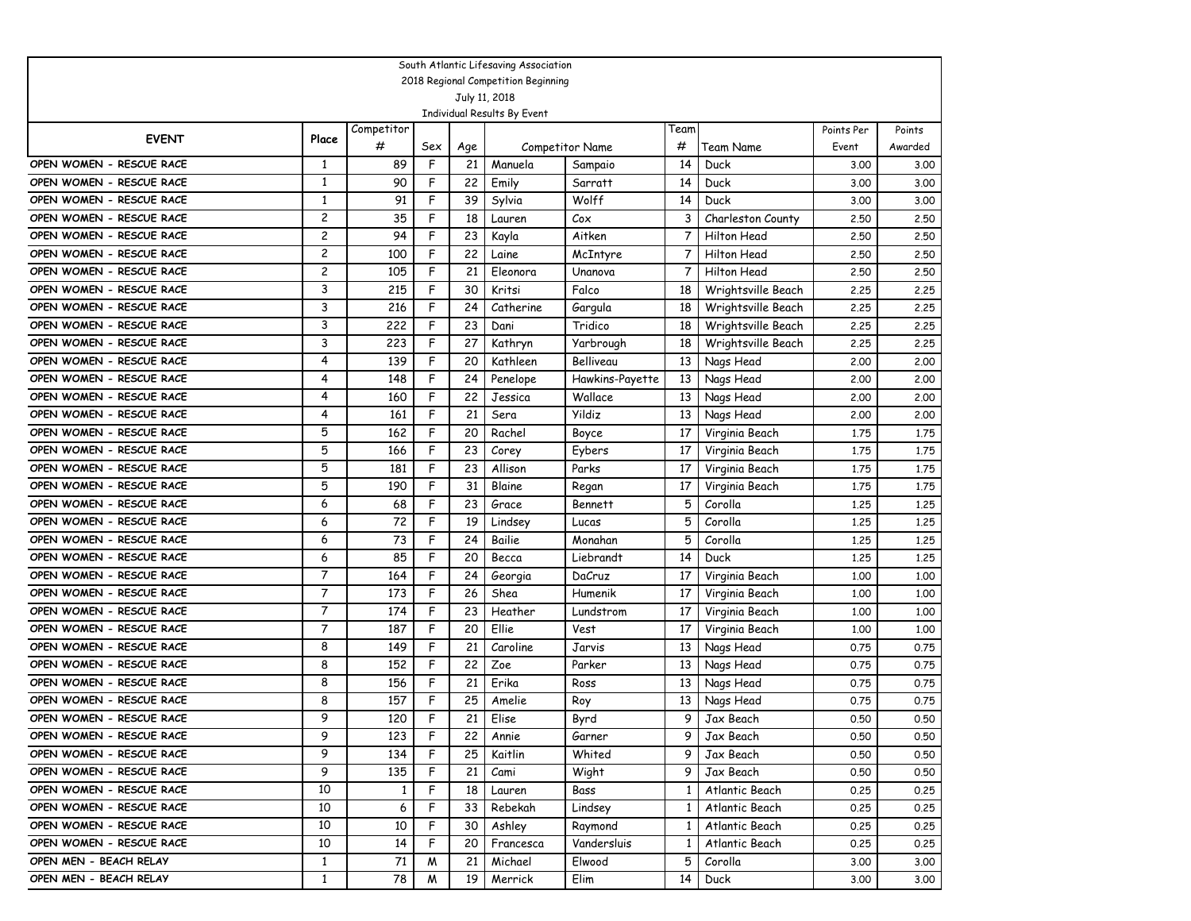South Atlantic Lifesaving Association

2018 Regional Competition Beginning

July 11, 2018

Individual Results By Event

| EVENT | Place | Competitor # | Sex | Age | Competitor Name | | Team # | Team Name | Points Per Event | Points Awarded |
|---|---|---|---|---|---|---|---|---|---|---|
| OPEN WOMEN - RESCUE RACE | 1 | 89 | F | 21 | Manuela | Sampaio | 14 | Duck | 3.00 | 3.00 |
| OPEN WOMEN - RESCUE RACE | 1 | 90 | F | 22 | Emily | Sarratt | 14 | Duck | 3.00 | 3.00 |
| OPEN WOMEN - RESCUE RACE | 1 | 91 | F | 39 | Sylvia | Wolff | 14 | Duck | 3.00 | 3.00 |
| OPEN WOMEN - RESCUE RACE | 2 | 35 | F | 18 | Lauren | Cox | 3 | Charleston County | 2.50 | 2.50 |
| OPEN WOMEN - RESCUE RACE | 2 | 94 | F | 23 | Kayla | Aitken | 7 | Hilton Head | 2.50 | 2.50 |
| OPEN WOMEN - RESCUE RACE | 2 | 100 | F | 22 | Laine | McIntyre | 7 | Hilton Head | 2.50 | 2.50 |
| OPEN WOMEN - RESCUE RACE | 2 | 105 | F | 21 | Eleonora | Unanova | 7 | Hilton Head | 2.50 | 2.50 |
| OPEN WOMEN - RESCUE RACE | 3 | 215 | F | 30 | Kritsi | Falco | 18 | Wrightsville Beach | 2.25 | 2.25 |
| OPEN WOMEN - RESCUE RACE | 3 | 216 | F | 24 | Catherine | Gargula | 18 | Wrightsville Beach | 2.25 | 2.25 |
| OPEN WOMEN - RESCUE RACE | 3 | 222 | F | 23 | Dani | Tridico | 18 | Wrightsville Beach | 2.25 | 2.25 |
| OPEN WOMEN - RESCUE RACE | 3 | 223 | F | 27 | Kathryn | Yarbrough | 18 | Wrightsville Beach | 2.25 | 2.25 |
| OPEN WOMEN - RESCUE RACE | 4 | 139 | F | 20 | Kathleen | Belliveau | 13 | Nags Head | 2.00 | 2.00 |
| OPEN WOMEN - RESCUE RACE | 4 | 148 | F | 24 | Penelope | Hawkins-Payette | 13 | Nags Head | 2.00 | 2.00 |
| OPEN WOMEN - RESCUE RACE | 4 | 160 | F | 22 | Jessica | Wallace | 13 | Nags Head | 2.00 | 2.00 |
| OPEN WOMEN - RESCUE RACE | 4 | 161 | F | 21 | Sera | Yildiz | 13 | Nags Head | 2.00 | 2.00 |
| OPEN WOMEN - RESCUE RACE | 5 | 162 | F | 20 | Rachel | Boyce | 17 | Virginia Beach | 1.75 | 1.75 |
| OPEN WOMEN - RESCUE RACE | 5 | 166 | F | 23 | Corey | Eybers | 17 | Virginia Beach | 1.75 | 1.75 |
| OPEN WOMEN - RESCUE RACE | 5 | 181 | F | 23 | Allison | Parks | 17 | Virginia Beach | 1.75 | 1.75 |
| OPEN WOMEN - RESCUE RACE | 5 | 190 | F | 31 | Blaine | Regan | 17 | Virginia Beach | 1.75 | 1.75 |
| OPEN WOMEN - RESCUE RACE | 6 | 68 | F | 23 | Grace | Bennett | 5 | Corolla | 1.25 | 1.25 |
| OPEN WOMEN - RESCUE RACE | 6 | 72 | F | 19 | Lindsey | Lucas | 5 | Corolla | 1.25 | 1.25 |
| OPEN WOMEN - RESCUE RACE | 6 | 73 | F | 24 | Bailie | Monahan | 5 | Corolla | 1.25 | 1.25 |
| OPEN WOMEN - RESCUE RACE | 6 | 85 | F | 20 | Becca | Liebrandt | 14 | Duck | 1.25 | 1.25 |
| OPEN WOMEN - RESCUE RACE | 7 | 164 | F | 24 | Georgia | DaCruz | 17 | Virginia Beach | 1.00 | 1.00 |
| OPEN WOMEN - RESCUE RACE | 7 | 173 | F | 26 | Shea | Humenik | 17 | Virginia Beach | 1.00 | 1.00 |
| OPEN WOMEN - RESCUE RACE | 7 | 174 | F | 23 | Heather | Lundstrom | 17 | Virginia Beach | 1.00 | 1.00 |
| OPEN WOMEN - RESCUE RACE | 7 | 187 | F | 20 | Ellie | Vest | 17 | Virginia Beach | 1.00 | 1.00 |
| OPEN WOMEN - RESCUE RACE | 8 | 149 | F | 21 | Caroline | Jarvis | 13 | Nags Head | 0.75 | 0.75 |
| OPEN WOMEN - RESCUE RACE | 8 | 152 | F | 22 | Zoe | Parker | 13 | Nags Head | 0.75 | 0.75 |
| OPEN WOMEN - RESCUE RACE | 8 | 156 | F | 21 | Erika | Ross | 13 | Nags Head | 0.75 | 0.75 |
| OPEN WOMEN - RESCUE RACE | 8 | 157 | F | 25 | Amelie | Roy | 13 | Nags Head | 0.75 | 0.75 |
| OPEN WOMEN - RESCUE RACE | 9 | 120 | F | 21 | Elise | Byrd | 9 | Jax Beach | 0.50 | 0.50 |
| OPEN WOMEN - RESCUE RACE | 9 | 123 | F | 22 | Annie | Garner | 9 | Jax Beach | 0.50 | 0.50 |
| OPEN WOMEN - RESCUE RACE | 9 | 134 | F | 25 | Kaitlin | Whited | 9 | Jax Beach | 0.50 | 0.50 |
| OPEN WOMEN - RESCUE RACE | 9 | 135 | F | 21 | Cami | Wight | 9 | Jax Beach | 0.50 | 0.50 |
| OPEN WOMEN - RESCUE RACE | 10 | 1 | F | 18 | Lauren | Bass | 1 | Atlantic Beach | 0.25 | 0.25 |
| OPEN WOMEN - RESCUE RACE | 10 | 6 | F | 33 | Rebekah | Lindsey | 1 | Atlantic Beach | 0.25 | 0.25 |
| OPEN WOMEN - RESCUE RACE | 10 | 10 | F | 30 | Ashley | Raymond | 1 | Atlantic Beach | 0.25 | 0.25 |
| OPEN WOMEN - RESCUE RACE | 10 | 14 | F | 20 | Francesca | Vandersluis | 1 | Atlantic Beach | 0.25 | 0.25 |
| OPEN MEN - BEACH RELAY | 1 | 71 | M | 21 | Michael | Elwood | 5 | Corolla | 3.00 | 3.00 |
| OPEN MEN - BEACH RELAY | 1 | 78 | M | 19 | Merrick | Elim | 14 | Duck | 3.00 | 3.00 |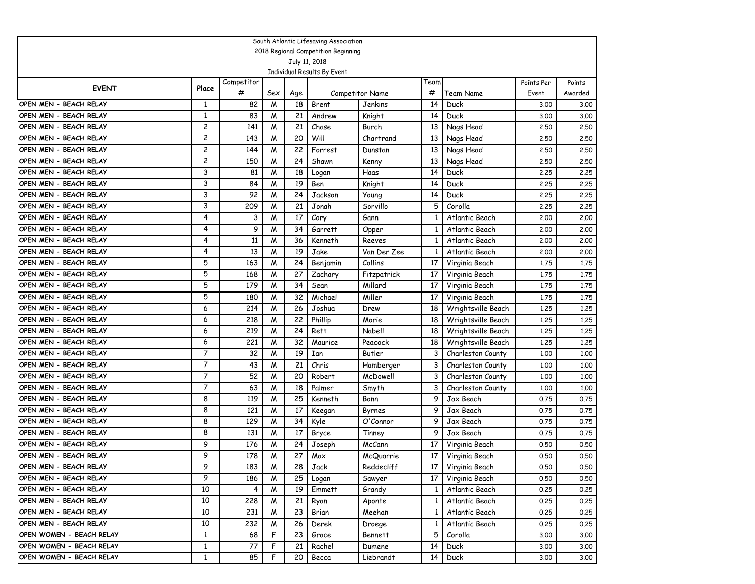South Atlantic Lifesaving Association

2018 Regional Competition Beginning

July 11, 2018

Individual Results By Event

| EVENT | Place | Competitor # | Sex | Age | Competitor Name | | Team # | Team Name | Points Per Event | Points Awarded |
|---|---|---|---|---|---|---|---|---|---|---|
| OPEN MEN - BEACH RELAY | 1 | 82 | M | 18 | Brent | Jenkins | 14 | Duck | 3.00 | 3.00 |
| OPEN MEN - BEACH RELAY | 1 | 83 | M | 21 | Andrew | Knight | 14 | Duck | 3.00 | 3.00 |
| OPEN MEN - BEACH RELAY | 2 | 141 | M | 21 | Chase | Burch | 13 | Nags Head | 2.50 | 2.50 |
| OPEN MEN - BEACH RELAY | 2 | 143 | M | 20 | Will | Chartrand | 13 | Nags Head | 2.50 | 2.50 |
| OPEN MEN - BEACH RELAY | 2 | 144 | M | 22 | Forrest | Dunstan | 13 | Nags Head | 2.50 | 2.50 |
| OPEN MEN - BEACH RELAY | 2 | 150 | M | 24 | Shawn | Kenny | 13 | Nags Head | 2.50 | 2.50 |
| OPEN MEN - BEACH RELAY | 3 | 81 | M | 18 | Logan | Haas | 14 | Duck | 2.25 | 2.25 |
| OPEN MEN - BEACH RELAY | 3 | 84 | M | 19 | Ben | Knight | 14 | Duck | 2.25 | 2.25 |
| OPEN MEN - BEACH RELAY | 3 | 92 | M | 24 | Jackson | Young | 14 | Duck | 2.25 | 2.25 |
| OPEN MEN - BEACH RELAY | 3 | 209 | M | 21 | Jonah | Sorvillo | 5 | Corolla | 2.25 | 2.25 |
| OPEN MEN - BEACH RELAY | 4 | 3 | M | 17 | Cory | Gann | 1 | Atlantic Beach | 2.00 | 2.00 |
| OPEN MEN - BEACH RELAY | 4 | 9 | M | 34 | Garrett | Opper | 1 | Atlantic Beach | 2.00 | 2.00 |
| OPEN MEN - BEACH RELAY | 4 | 11 | M | 36 | Kenneth | Reeves | 1 | Atlantic Beach | 2.00 | 2.00 |
| OPEN MEN - BEACH RELAY | 4 | 13 | M | 19 | Jake | Van Der Zee | 1 | Atlantic Beach | 2.00 | 2.00 |
| OPEN MEN - BEACH RELAY | 5 | 163 | M | 24 | Benjamin | Collins | 17 | Virginia Beach | 1.75 | 1.75 |
| OPEN MEN - BEACH RELAY | 5 | 168 | M | 27 | Zachary | Fitzpatrick | 17 | Virginia Beach | 1.75 | 1.75 |
| OPEN MEN - BEACH RELAY | 5 | 179 | M | 34 | Sean | Millard | 17 | Virginia Beach | 1.75 | 1.75 |
| OPEN MEN - BEACH RELAY | 5 | 180 | M | 32 | Michael | Miller | 17 | Virginia Beach | 1.75 | 1.75 |
| OPEN MEN - BEACH RELAY | 6 | 214 | M | 26 | Joshua | Drew | 18 | Wrightsville Beach | 1.25 | 1.25 |
| OPEN MEN - BEACH RELAY | 6 | 218 | M | 22 | Phillip | Morie | 18 | Wrightsville Beach | 1.25 | 1.25 |
| OPEN MEN - BEACH RELAY | 6 | 219 | M | 24 | Rett | Nabell | 18 | Wrightsville Beach | 1.25 | 1.25 |
| OPEN MEN - BEACH RELAY | 6 | 221 | M | 32 | Maurice | Peacock | 18 | Wrightsville Beach | 1.25 | 1.25 |
| OPEN MEN - BEACH RELAY | 7 | 32 | M | 19 | Ian | Butler | 3 | Charleston County | 1.00 | 1.00 |
| OPEN MEN - BEACH RELAY | 7 | 43 | M | 21 | Chris | Hamberger | 3 | Charleston County | 1.00 | 1.00 |
| OPEN MEN - BEACH RELAY | 7 | 52 | M | 20 | Robert | McDowell | 3 | Charleston County | 1.00 | 1.00 |
| OPEN MEN - BEACH RELAY | 7 | 63 | M | 18 | Palmer | Smyth | 3 | Charleston County | 1.00 | 1.00 |
| OPEN MEN - BEACH RELAY | 8 | 119 | M | 25 | Kenneth | Bonn | 9 | Jax Beach | 0.75 | 0.75 |
| OPEN MEN - BEACH RELAY | 8 | 121 | M | 17 | Keegan | Byrnes | 9 | Jax Beach | 0.75 | 0.75 |
| OPEN MEN - BEACH RELAY | 8 | 129 | M | 34 | Kyle | O'Connor | 9 | Jax Beach | 0.75 | 0.75 |
| OPEN MEN - BEACH RELAY | 8 | 131 | M | 17 | Bryce | Tinney | 9 | Jax Beach | 0.75 | 0.75 |
| OPEN MEN - BEACH RELAY | 9 | 176 | M | 24 | Joseph | McCann | 17 | Virginia Beach | 0.50 | 0.50 |
| OPEN MEN - BEACH RELAY | 9 | 178 | M | 27 | Max | McQuarrie | 17 | Virginia Beach | 0.50 | 0.50 |
| OPEN MEN - BEACH RELAY | 9 | 183 | M | 28 | Jack | Reddecliff | 17 | Virginia Beach | 0.50 | 0.50 |
| OPEN MEN - BEACH RELAY | 9 | 186 | M | 25 | Logan | Sawyer | 17 | Virginia Beach | 0.50 | 0.50 |
| OPEN MEN - BEACH RELAY | 10 | 4 | M | 19 | Emmett | Grandy | 1 | Atlantic Beach | 0.25 | 0.25 |
| OPEN MEN - BEACH RELAY | 10 | 228 | M | 21 | Ryan | Aponte | 1 | Atlantic Beach | 0.25 | 0.25 |
| OPEN MEN - BEACH RELAY | 10 | 231 | M | 23 | Brian | Meehan | 1 | Atlantic Beach | 0.25 | 0.25 |
| OPEN MEN - BEACH RELAY | 10 | 232 | M | 26 | Derek | Droege | 1 | Atlantic Beach | 0.25 | 0.25 |
| OPEN WOMEN - BEACH RELAY | 1 | 68 | F | 23 | Grace | Bennett | 5 | Corolla | 3.00 | 3.00 |
| OPEN WOMEN - BEACH RELAY | 1 | 77 | F | 21 | Rachel | Dumene | 14 | Duck | 3.00 | 3.00 |
| OPEN WOMEN - BEACH RELAY | 1 | 85 | F | 20 | Becca | Liebrandt | 14 | Duck | 3.00 | 3.00 |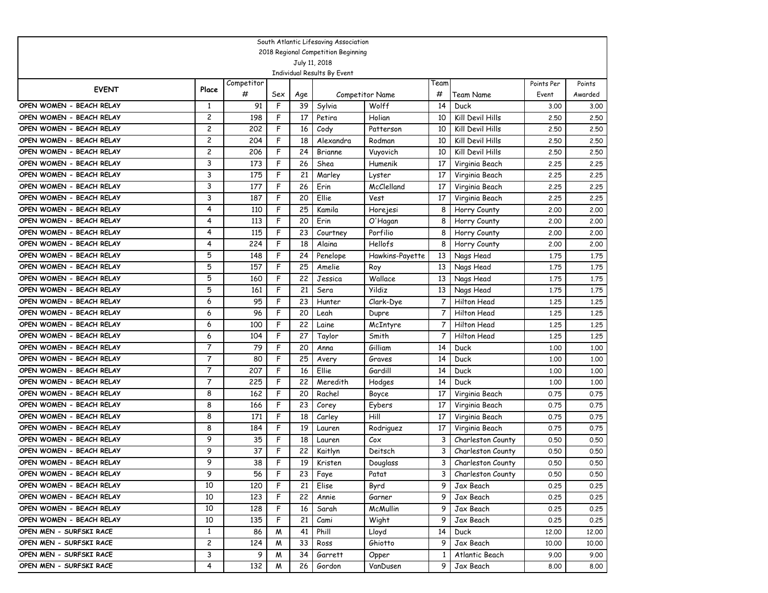South Atlantic Lifesaving Association

2018 Regional Competition Beginning

July 11, 2018

Individual Results By Event

| EVENT | Place | Competitor # | Sex | Age | Competitor Name | | Team # | Team Name | Points Per Event | Points Awarded |
|---|---|---|---|---|---|---|---|---|---|---|
| OPEN WOMEN - BEACH RELAY | 1 | 91 | F | 39 | Sylvia | Wolff | 14 | Duck | 3.00 | 3.00 |
| OPEN WOMEN - BEACH RELAY | 2 | 198 | F | 17 | Petira | Holian | 10 | Kill Devil Hills | 2.50 | 2.50 |
| OPEN WOMEN - BEACH RELAY | 2 | 202 | F | 16 | Cody | Patterson | 10 | Kill Devil Hills | 2.50 | 2.50 |
| OPEN WOMEN - BEACH RELAY | 2 | 204 | F | 18 | Alexandra | Rodman | 10 | Kill Devil Hills | 2.50 | 2.50 |
| OPEN WOMEN - BEACH RELAY | 2 | 206 | F | 24 | Brianne | Vuyovich | 10 | Kill Devil Hills | 2.50 | 2.50 |
| OPEN WOMEN - BEACH RELAY | 3 | 173 | F | 26 | Shea | Humenik | 17 | Virginia Beach | 2.25 | 2.25 |
| OPEN WOMEN - BEACH RELAY | 3 | 175 | F | 21 | Marley | Lyster | 17 | Virginia Beach | 2.25 | 2.25 |
| OPEN WOMEN - BEACH RELAY | 3 | 177 | F | 26 | Erin | McClelland | 17 | Virginia Beach | 2.25 | 2.25 |
| OPEN WOMEN - BEACH RELAY | 3 | 187 | F | 20 | Ellie | Vest | 17 | Virginia Beach | 2.25 | 2.25 |
| OPEN WOMEN - BEACH RELAY | 4 | 110 | F | 25 | Kamila | Horejesi | 8 | Horry County | 2.00 | 2.00 |
| OPEN WOMEN - BEACH RELAY | 4 | 113 | F | 20 | Erin | O'Hagan | 8 | Horry County | 2.00 | 2.00 |
| OPEN WOMEN - BEACH RELAY | 4 | 115 | F | 23 | Courtney | Porfilio | 8 | Horry County | 2.00 | 2.00 |
| OPEN WOMEN - BEACH RELAY | 4 | 224 | F | 18 | Alaina | Hellofs | 8 | Horry County | 2.00 | 2.00 |
| OPEN WOMEN - BEACH RELAY | 5 | 148 | F | 24 | Penelope | Hawkins-Payette | 13 | Nags Head | 1.75 | 1.75 |
| OPEN WOMEN - BEACH RELAY | 5 | 157 | F | 25 | Amelie | Roy | 13 | Nags Head | 1.75 | 1.75 |
| OPEN WOMEN - BEACH RELAY | 5 | 160 | F | 22 | Jessica | Wallace | 13 | Nags Head | 1.75 | 1.75 |
| OPEN WOMEN - BEACH RELAY | 5 | 161 | F | 21 | Sera | Yildiz | 13 | Nags Head | 1.75 | 1.75 |
| OPEN WOMEN - BEACH RELAY | 6 | 95 | F | 23 | Hunter | Clark-Dye | 7 | Hilton Head | 1.25 | 1.25 |
| OPEN WOMEN - BEACH RELAY | 6 | 96 | F | 20 | Leah | Dupre | 7 | Hilton Head | 1.25 | 1.25 |
| OPEN WOMEN - BEACH RELAY | 6 | 100 | F | 22 | Laine | McIntyre | 7 | Hilton Head | 1.25 | 1.25 |
| OPEN WOMEN - BEACH RELAY | 6 | 104 | F | 27 | Taylor | Smith | 7 | Hilton Head | 1.25 | 1.25 |
| OPEN WOMEN - BEACH RELAY | 7 | 79 | F | 20 | Anna | Gilliam | 14 | Duck | 1.00 | 1.00 |
| OPEN WOMEN - BEACH RELAY | 7 | 80 | F | 25 | Avery | Graves | 14 | Duck | 1.00 | 1.00 |
| OPEN WOMEN - BEACH RELAY | 7 | 207 | F | 16 | Ellie | Gardill | 14 | Duck | 1.00 | 1.00 |
| OPEN WOMEN - BEACH RELAY | 7 | 225 | F | 22 | Meredith | Hodges | 14 | Duck | 1.00 | 1.00 |
| OPEN WOMEN - BEACH RELAY | 8 | 162 | F | 20 | Rachel | Boyce | 17 | Virginia Beach | 0.75 | 0.75 |
| OPEN WOMEN - BEACH RELAY | 8 | 166 | F | 23 | Corey | Eybers | 17 | Virginia Beach | 0.75 | 0.75 |
| OPEN WOMEN - BEACH RELAY | 8 | 171 | F | 18 | Carley | Hill | 17 | Virginia Beach | 0.75 | 0.75 |
| OPEN WOMEN - BEACH RELAY | 8 | 184 | F | 19 | Lauren | Rodriguez | 17 | Virginia Beach | 0.75 | 0.75 |
| OPEN WOMEN - BEACH RELAY | 9 | 35 | F | 18 | Lauren | Cox | 3 | Charleston County | 0.50 | 0.50 |
| OPEN WOMEN - BEACH RELAY | 9 | 37 | F | 22 | Kaitlyn | Deitsch | 3 | Charleston County | 0.50 | 0.50 |
| OPEN WOMEN - BEACH RELAY | 9 | 38 | F | 19 | Kristen | Douglass | 3 | Charleston County | 0.50 | 0.50 |
| OPEN WOMEN - BEACH RELAY | 9 | 56 | F | 23 | Faye | Patat | 3 | Charleston County | 0.50 | 0.50 |
| OPEN WOMEN - BEACH RELAY | 10 | 120 | F | 21 | Elise | Byrd | 9 | Jax Beach | 0.25 | 0.25 |
| OPEN WOMEN - BEACH RELAY | 10 | 123 | F | 22 | Annie | Garner | 9 | Jax Beach | 0.25 | 0.25 |
| OPEN WOMEN - BEACH RELAY | 10 | 128 | F | 16 | Sarah | McMullin | 9 | Jax Beach | 0.25 | 0.25 |
| OPEN WOMEN - BEACH RELAY | 10 | 135 | F | 21 | Cami | Wight | 9 | Jax Beach | 0.25 | 0.25 |
| OPEN MEN - SURFSKI RACE | 1 | 86 | M | 41 | Phill | Lloyd | 14 | Duck | 12.00 | 12.00 |
| OPEN MEN - SURFSKI RACE | 2 | 124 | M | 33 | Ross | Ghiotto | 9 | Jax Beach | 10.00 | 10.00 |
| OPEN MEN - SURFSKI RACE | 3 | 9 | M | 34 | Garrett | Opper | 1 | Atlantic Beach | 9.00 | 9.00 |
| OPEN MEN - SURFSKI RACE | 4 | 132 | M | 26 | Gordon | VanDusen | 9 | Jax Beach | 8.00 | 8.00 |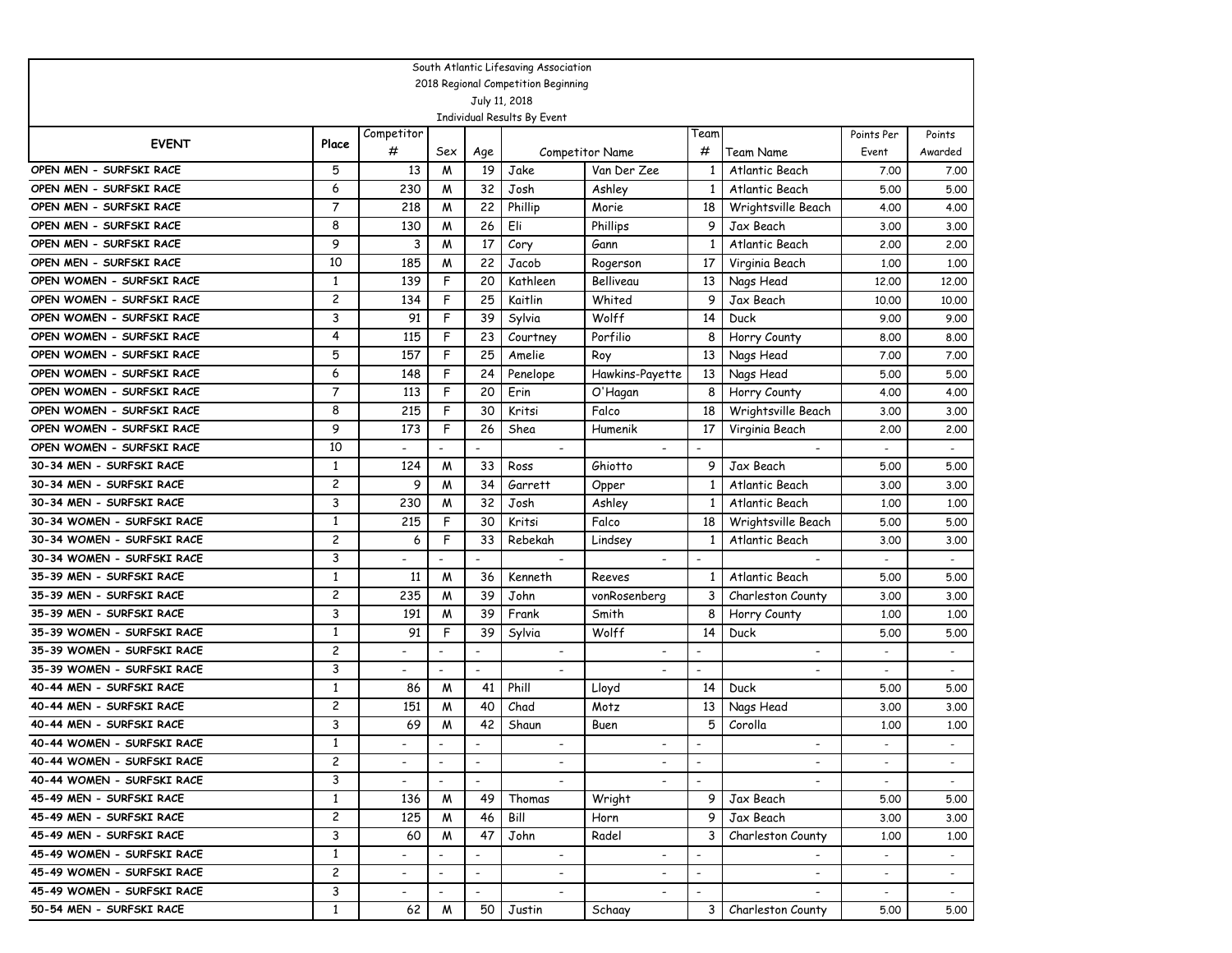South Atlantic Lifesaving Association

2018 Regional Competition Beginning

July 11, 2018

Individual Results By Event

| EVENT | Place | Competitor # | Sex | Age | Competitor Name | | Team # | Team Name | Points Per Event | Points Awarded |
|---|---|---|---|---|---|---|---|---|---|---|
| OPEN MEN - SURFSKI RACE | 5 | 13 | M | 19 | Jake | Van Der Zee | 1 | Atlantic Beach | 7.00 | 7.00 |
| OPEN MEN - SURFSKI RACE | 6 | 230 | M | 32 | Josh | Ashley | 1 | Atlantic Beach | 5.00 | 5.00 |
| OPEN MEN - SURFSKI RACE | 7 | 218 | M | 22 | Phillip | Morie | 18 | Wrightsville Beach | 4.00 | 4.00 |
| OPEN MEN - SURFSKI RACE | 8 | 130 | M | 26 | Eli | Phillips | 9 | Jax Beach | 3.00 | 3.00 |
| OPEN MEN - SURFSKI RACE | 9 | 3 | M | 17 | Cory | Gann | 1 | Atlantic Beach | 2.00 | 2.00 |
| OPEN MEN - SURFSKI RACE | 10 | 185 | M | 22 | Jacob | Rogerson | 17 | Virginia Beach | 1.00 | 1.00 |
| OPEN WOMEN - SURFSKI RACE | 1 | 139 | F | 20 | Kathleen | Belliveau | 13 | Nags Head | 12.00 | 12.00 |
| OPEN WOMEN - SURFSKI RACE | 2 | 134 | F | 25 | Kaitlin | Whited | 9 | Jax Beach | 10.00 | 10.00 |
| OPEN WOMEN - SURFSKI RACE | 3 | 91 | F | 39 | Sylvia | Wolff | 14 | Duck | 9.00 | 9.00 |
| OPEN WOMEN - SURFSKI RACE | 4 | 115 | F | 23 | Courtney | Porfilio | 8 | Horry County | 8.00 | 8.00 |
| OPEN WOMEN - SURFSKI RACE | 5 | 157 | F | 25 | Amelie | Roy | 13 | Nags Head | 7.00 | 7.00 |
| OPEN WOMEN - SURFSKI RACE | 6 | 148 | F | 24 | Penelope | Hawkins-Payette | 13 | Nags Head | 5.00 | 5.00 |
| OPEN WOMEN - SURFSKI RACE | 7 | 113 | F | 20 | Erin | O'Hagan | 8 | Horry County | 4.00 | 4.00 |
| OPEN WOMEN - SURFSKI RACE | 8 | 215 | F | 30 | Kritsi | Falco | 18 | Wrightsville Beach | 3.00 | 3.00 |
| OPEN WOMEN - SURFSKI RACE | 9 | 173 | F | 26 | Shea | Humenik | 17 | Virginia Beach | 2.00 | 2.00 |
| OPEN WOMEN - SURFSKI RACE | 10 | - | - | - | - | - | - | - | - | - |
| 30-34 MEN - SURFSKI RACE | 1 | 124 | M | 33 | Ross | Ghiotto | 9 | Jax Beach | 5.00 | 5.00 |
| 30-34 MEN - SURFSKI RACE | 2 | 9 | M | 34 | Garrett | Opper | 1 | Atlantic Beach | 3.00 | 3.00 |
| 30-34 MEN - SURFSKI RACE | 3 | 230 | M | 32 | Josh | Ashley | 1 | Atlantic Beach | 1.00 | 1.00 |
| 30-34 WOMEN - SURFSKI RACE | 1 | 215 | F | 30 | Kritsi | Falco | 18 | Wrightsville Beach | 5.00 | 5.00 |
| 30-34 WOMEN - SURFSKI RACE | 2 | 6 | F | 33 | Rebekah | Lindsey | 1 | Atlantic Beach | 3.00 | 3.00 |
| 30-34 WOMEN - SURFSKI RACE | 3 | - | - | - | - | - | - | - | - | - |
| 35-39 MEN - SURFSKI RACE | 1 | 11 | M | 36 | Kenneth | Reeves | 1 | Atlantic Beach | 5.00 | 5.00 |
| 35-39 MEN - SURFSKI RACE | 2 | 235 | M | 39 | John | vonRosenberg | 3 | Charleston County | 3.00 | 3.00 |
| 35-39 MEN - SURFSKI RACE | 3 | 191 | M | 39 | Frank | Smith | 8 | Horry County | 1.00 | 1.00 |
| 35-39 WOMEN - SURFSKI RACE | 1 | 91 | F | 39 | Sylvia | Wolff | 14 | Duck | 5.00 | 5.00 |
| 35-39 WOMEN - SURFSKI RACE | 2 | - | - | - | - | - | - | - | - | - |
| 35-39 WOMEN - SURFSKI RACE | 3 | - | - | - | - | - | - | - | - | - |
| 40-44 MEN - SURFSKI RACE | 1 | 86 | M | 41 | Phill | Lloyd | 14 | Duck | 5.00 | 5.00 |
| 40-44 MEN - SURFSKI RACE | 2 | 151 | M | 40 | Chad | Motz | 13 | Nags Head | 3.00 | 3.00 |
| 40-44 MEN - SURFSKI RACE | 3 | 69 | M | 42 | Shaun | Buen | 5 | Corolla | 1.00 | 1.00 |
| 40-44 WOMEN - SURFSKI RACE | 1 | - | - | - | - | - | - | - | - | - |
| 40-44 WOMEN - SURFSKI RACE | 2 | - | - | - | - | - | - | - | - | - |
| 40-44 WOMEN - SURFSKI RACE | 3 | - | - | - | - | - | - | - | - | - |
| 45-49 MEN - SURFSKI RACE | 1 | 136 | M | 49 | Thomas | Wright | 9 | Jax Beach | 5.00 | 5.00 |
| 45-49 MEN - SURFSKI RACE | 2 | 125 | M | 46 | Bill | Horn | 9 | Jax Beach | 3.00 | 3.00 |
| 45-49 MEN - SURFSKI RACE | 3 | 60 | M | 47 | John | Radel | 3 | Charleston County | 1.00 | 1.00 |
| 45-49 WOMEN - SURFSKI RACE | 1 | - | - | - | - | - | - | - | - | - |
| 45-49 WOMEN - SURFSKI RACE | 2 | - | - | - | - | - | - | - | - | - |
| 45-49 WOMEN - SURFSKI RACE | 3 | - | - | - | - | - | - | - | - | - |
| 50-54 MEN - SURFSKI RACE | 1 | 62 | M | 50 | Justin | Schaay | 3 | Charleston County | 5.00 | 5.00 |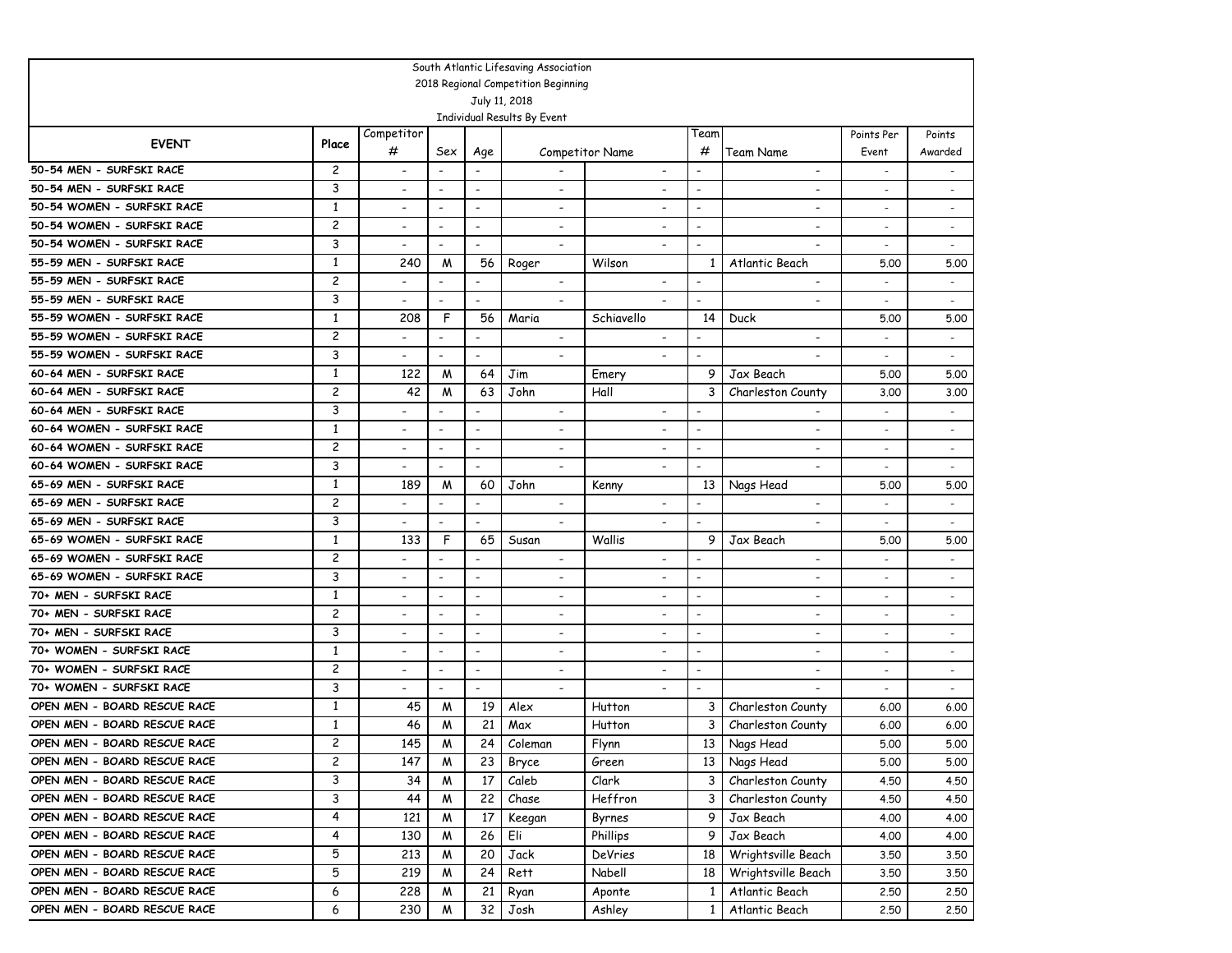South Atlantic Lifesaving Association

2018 Regional Competition Beginning

July 11, 2018

Individual Results By Event

| EVENT | Place | Competitor # | Sex | Age | Competitor Name | | Team # | Team Name | Points Per Event | Points Awarded |
|---|---|---|---|---|---|---|---|---|---|---|
| 50-54 MEN - SURFSKI RACE | 2 | - | - | - | - | - | - | - | - | - |
| 50-54 MEN - SURFSKI RACE | 3 | - | - | - | - | - | - | - | - | - |
| 50-54 WOMEN - SURFSKI RACE | 1 | - | - | - | - | - | - | - | - | - |
| 50-54 WOMEN - SURFSKI RACE | 2 | - | - | - | - | - | - | - | - | - |
| 50-54 WOMEN - SURFSKI RACE | 3 | - | - | - | - | - | - | - | - | - |
| 55-59 MEN - SURFSKI RACE | 1 | 240 | M | 56 | Roger | Wilson | 1 | Atlantic Beach | 5.00 | 5.00 |
| 55-59 MEN - SURFSKI RACE | 2 | - | - | - | - | - | - | - | - | - |
| 55-59 MEN - SURFSKI RACE | 3 | - | - | - | - | - | - | - | - | - |
| 55-59 WOMEN - SURFSKI RACE | 1 | 208 | F | 56 | Maria | Schiavello | 14 | Duck | 5.00 | 5.00 |
| 55-59 WOMEN - SURFSKI RACE | 2 | - | - | - | - | - | - | - | - | - |
| 55-59 WOMEN - SURFSKI RACE | 3 | - | - | - | - | - | - | - | - | - |
| 60-64 MEN - SURFSKI RACE | 1 | 122 | M | 64 | Jim | Emery | 9 | Jax Beach | 5.00 | 5.00 |
| 60-64 MEN - SURFSKI RACE | 2 | 42 | M | 63 | John | Hall | 3 | Charleston County | 3.00 | 3.00 |
| 60-64 MEN - SURFSKI RACE | 3 | - | - | - | - | - | - | - | - | - |
| 60-64 WOMEN - SURFSKI RACE | 1 | - | - | - | - | - | - | - | - | - |
| 60-64 WOMEN - SURFSKI RACE | 2 | - | - | - | - | - | - | - | - | - |
| 60-64 WOMEN - SURFSKI RACE | 3 | - | - | - | - | - | - | - | - | - |
| 65-69 MEN - SURFSKI RACE | 1 | 189 | M | 60 | John | Kenny | 13 | Nags Head | 5.00 | 5.00 |
| 65-69 MEN - SURFSKI RACE | 2 | - | - | - | - | - | - | - | - | - |
| 65-69 MEN - SURFSKI RACE | 3 | - | - | - | - | - | - | - | - | - |
| 65-69 WOMEN - SURFSKI RACE | 1 | 133 | F | 65 | Susan | Wallis | 9 | Jax Beach | 5.00 | 5.00 |
| 65-69 WOMEN - SURFSKI RACE | 2 | - | - | - | - | - | - | - | - | - |
| 65-69 WOMEN - SURFSKI RACE | 3 | - | - | - | - | - | - | - | - | - |
| 70+ MEN - SURFSKI RACE | 1 | - | - | - | - | - | - | - | - | - |
| 70+ MEN - SURFSKI RACE | 2 | - | - | - | - | - | - | - | - | - |
| 70+ MEN - SURFSKI RACE | 3 | - | - | - | - | - | - | - | - | - |
| 70+ WOMEN - SURFSKI RACE | 1 | - | - | - | - | - | - | - | - | - |
| 70+ WOMEN - SURFSKI RACE | 2 | - | - | - | - | - | - | - | - | - |
| 70+ WOMEN - SURFSKI RACE | 3 | - | - | - | - | - | - | - | - | - |
| OPEN MEN - BOARD RESCUE RACE | 1 | 45 | M | 19 | Alex | Hutton | 3 | Charleston County | 6.00 | 6.00 |
| OPEN MEN - BOARD RESCUE RACE | 1 | 46 | M | 21 | Max | Hutton | 3 | Charleston County | 6.00 | 6.00 |
| OPEN MEN - BOARD RESCUE RACE | 2 | 145 | M | 24 | Coleman | Flynn | 13 | Nags Head | 5.00 | 5.00 |
| OPEN MEN - BOARD RESCUE RACE | 2 | 147 | M | 23 | Bryce | Green | 13 | Nags Head | 5.00 | 5.00 |
| OPEN MEN - BOARD RESCUE RACE | 3 | 34 | M | 17 | Caleb | Clark | 3 | Charleston County | 4.50 | 4.50 |
| OPEN MEN - BOARD RESCUE RACE | 3 | 44 | M | 22 | Chase | Heffron | 3 | Charleston County | 4.50 | 4.50 |
| OPEN MEN - BOARD RESCUE RACE | 4 | 121 | M | 17 | Keegan | Byrnes | 9 | Jax Beach | 4.00 | 4.00 |
| OPEN MEN - BOARD RESCUE RACE | 4 | 130 | M | 26 | Eli | Phillips | 9 | Jax Beach | 4.00 | 4.00 |
| OPEN MEN - BOARD RESCUE RACE | 5 | 213 | M | 20 | Jack | DeVries | 18 | Wrightsville Beach | 3.50 | 3.50 |
| OPEN MEN - BOARD RESCUE RACE | 5 | 219 | M | 24 | Rett | Nabell | 18 | Wrightsville Beach | 3.50 | 3.50 |
| OPEN MEN - BOARD RESCUE RACE | 6 | 228 | M | 21 | Ryan | Aponte | 1 | Atlantic Beach | 2.50 | 2.50 |
| OPEN MEN - BOARD RESCUE RACE | 6 | 230 | M | 32 | Josh | Ashley | 1 | Atlantic Beach | 2.50 | 2.50 |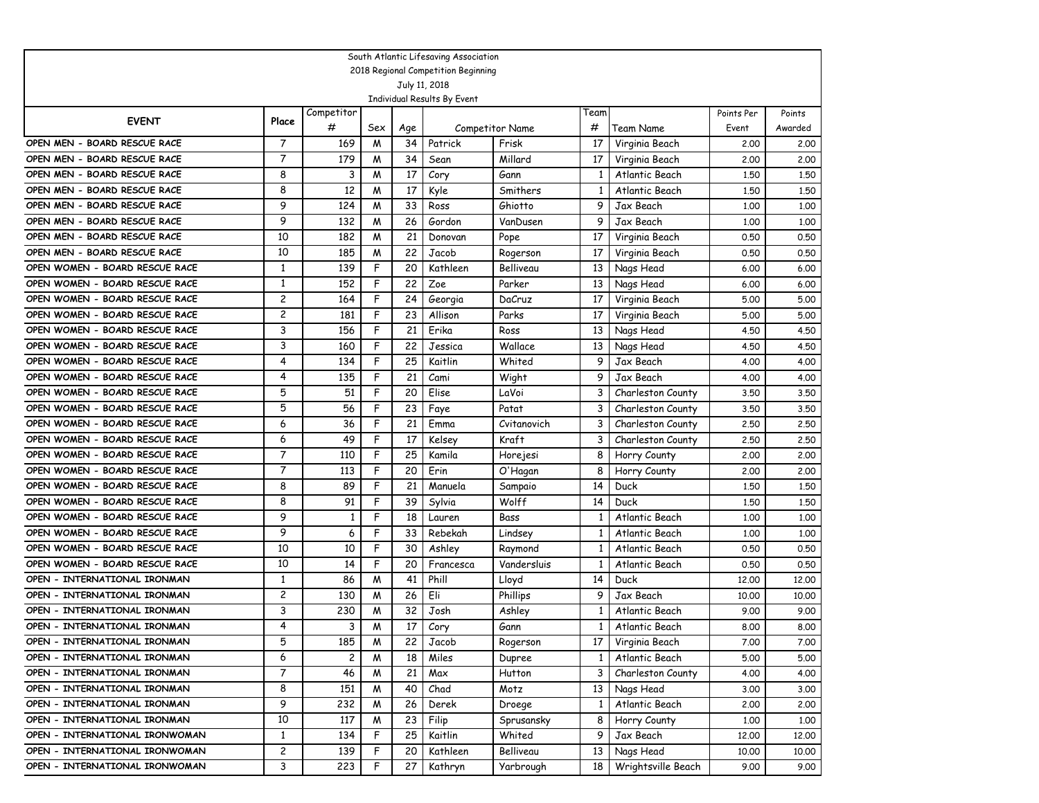South Atlantic Lifesaving Association

2018 Regional Competition Beginning

July 11, 2018

Individual Results By Event

| EVENT | Place | Competitor # | Sex | Age | Competitor Name | | Team # | Team Name | Points Per Event | Points Awarded |
|---|---|---|---|---|---|---|---|---|---|---|
| OPEN MEN - BOARD RESCUE RACE | 7 | 169 | M | 34 | Patrick | Frisk | 17 | Virginia Beach | 2.00 | 2.00 |
| OPEN MEN - BOARD RESCUE RACE | 7 | 179 | M | 34 | Sean | Millard | 17 | Virginia Beach | 2.00 | 2.00 |
| OPEN MEN - BOARD RESCUE RACE | 8 | 3 | M | 17 | Cory | Gann | 1 | Atlantic Beach | 1.50 | 1.50 |
| OPEN MEN - BOARD RESCUE RACE | 8 | 12 | M | 17 | Kyle | Smithers | 1 | Atlantic Beach | 1.50 | 1.50 |
| OPEN MEN - BOARD RESCUE RACE | 9 | 124 | M | 33 | Ross | Ghiotto | 9 | Jax Beach | 1.00 | 1.00 |
| OPEN MEN - BOARD RESCUE RACE | 9 | 132 | M | 26 | Gordon | VanDusen | 9 | Jax Beach | 1.00 | 1.00 |
| OPEN MEN - BOARD RESCUE RACE | 10 | 182 | M | 21 | Donovan | Pope | 17 | Virginia Beach | 0.50 | 0.50 |
| OPEN MEN - BOARD RESCUE RACE | 10 | 185 | M | 22 | Jacob | Rogerson | 17 | Virginia Beach | 0.50 | 0.50 |
| OPEN WOMEN - BOARD RESCUE RACE | 1 | 139 | F | 20 | Kathleen | Belliveau | 13 | Nags Head | 6.00 | 6.00 |
| OPEN WOMEN - BOARD RESCUE RACE | 1 | 152 | F | 22 | Zoe | Parker | 13 | Nags Head | 6.00 | 6.00 |
| OPEN WOMEN - BOARD RESCUE RACE | 2 | 164 | F | 24 | Georgia | DaCruz | 17 | Virginia Beach | 5.00 | 5.00 |
| OPEN WOMEN - BOARD RESCUE RACE | 2 | 181 | F | 23 | Allison | Parks | 17 | Virginia Beach | 5.00 | 5.00 |
| OPEN WOMEN - BOARD RESCUE RACE | 3 | 156 | F | 21 | Erika | Ross | 13 | Nags Head | 4.50 | 4.50 |
| OPEN WOMEN - BOARD RESCUE RACE | 3 | 160 | F | 22 | Jessica | Wallace | 13 | Nags Head | 4.50 | 4.50 |
| OPEN WOMEN - BOARD RESCUE RACE | 4 | 134 | F | 25 | Kaitlin | Whited | 9 | Jax Beach | 4.00 | 4.00 |
| OPEN WOMEN - BOARD RESCUE RACE | 4 | 135 | F | 21 | Cami | Wight | 9 | Jax Beach | 4.00 | 4.00 |
| OPEN WOMEN - BOARD RESCUE RACE | 5 | 51 | F | 20 | Elise | LaVoi | 3 | Charleston County | 3.50 | 3.50 |
| OPEN WOMEN - BOARD RESCUE RACE | 5 | 56 | F | 23 | Faye | Patat | 3 | Charleston County | 3.50 | 3.50 |
| OPEN WOMEN - BOARD RESCUE RACE | 6 | 36 | F | 21 | Emma | Cvitanovich | 3 | Charleston County | 2.50 | 2.50 |
| OPEN WOMEN - BOARD RESCUE RACE | 6 | 49 | F | 17 | Kelsey | Kraft | 3 | Charleston County | 2.50 | 2.50 |
| OPEN WOMEN - BOARD RESCUE RACE | 7 | 110 | F | 25 | Kamila | Horejesi | 8 | Horry County | 2.00 | 2.00 |
| OPEN WOMEN - BOARD RESCUE RACE | 7 | 113 | F | 20 | Erin | O'Hagan | 8 | Horry County | 2.00 | 2.00 |
| OPEN WOMEN - BOARD RESCUE RACE | 8 | 89 | F | 21 | Manuela | Sampaio | 14 | Duck | 1.50 | 1.50 |
| OPEN WOMEN - BOARD RESCUE RACE | 8 | 91 | F | 39 | Sylvia | Wolff | 14 | Duck | 1.50 | 1.50 |
| OPEN WOMEN - BOARD RESCUE RACE | 9 | 1 | F | 18 | Lauren | Bass | 1 | Atlantic Beach | 1.00 | 1.00 |
| OPEN WOMEN - BOARD RESCUE RACE | 9 | 6 | F | 33 | Rebekah | Lindsey | 1 | Atlantic Beach | 1.00 | 1.00 |
| OPEN WOMEN - BOARD RESCUE RACE | 10 | 10 | F | 30 | Ashley | Raymond | 1 | Atlantic Beach | 0.50 | 0.50 |
| OPEN WOMEN - BOARD RESCUE RACE | 10 | 14 | F | 20 | Francesca | Vandersluis | 1 | Atlantic Beach | 0.50 | 0.50 |
| OPEN - INTERNATIONAL IRONMAN | 1 | 86 | M | 41 | Phill | Lloyd | 14 | Duck | 12.00 | 12.00 |
| OPEN - INTERNATIONAL IRONMAN | 2 | 130 | M | 26 | Eli | Phillips | 9 | Jax Beach | 10.00 | 10.00 |
| OPEN - INTERNATIONAL IRONMAN | 3 | 230 | M | 32 | Josh | Ashley | 1 | Atlantic Beach | 9.00 | 9.00 |
| OPEN - INTERNATIONAL IRONMAN | 4 | 3 | M | 17 | Cory | Gann | 1 | Atlantic Beach | 8.00 | 8.00 |
| OPEN - INTERNATIONAL IRONMAN | 5 | 185 | M | 22 | Jacob | Rogerson | 17 | Virginia Beach | 7.00 | 7.00 |
| OPEN - INTERNATIONAL IRONMAN | 6 | 2 | M | 18 | Miles | Dupree | 1 | Atlantic Beach | 5.00 | 5.00 |
| OPEN - INTERNATIONAL IRONMAN | 7 | 46 | M | 21 | Max | Hutton | 3 | Charleston County | 4.00 | 4.00 |
| OPEN - INTERNATIONAL IRONMAN | 8 | 151 | M | 40 | Chad | Motz | 13 | Nags Head | 3.00 | 3.00 |
| OPEN - INTERNATIONAL IRONMAN | 9 | 232 | M | 26 | Derek | Droege | 1 | Atlantic Beach | 2.00 | 2.00 |
| OPEN - INTERNATIONAL IRONMAN | 10 | 117 | M | 23 | Filip | Sprusansky | 8 | Horry County | 1.00 | 1.00 |
| OPEN - INTERNATIONAL IRONWOMAN | 1 | 134 | F | 25 | Kaitlin | Whited | 9 | Jax Beach | 12.00 | 12.00 |
| OPEN - INTERNATIONAL IRONWOMAN | 2 | 139 | F | 20 | Kathleen | Belliveau | 13 | Nags Head | 10.00 | 10.00 |
| OPEN - INTERNATIONAL IRONWOMAN | 3 | 223 | F | 27 | Kathryn | Yarbrough | 18 | Wrightsville Beach | 9.00 | 9.00 |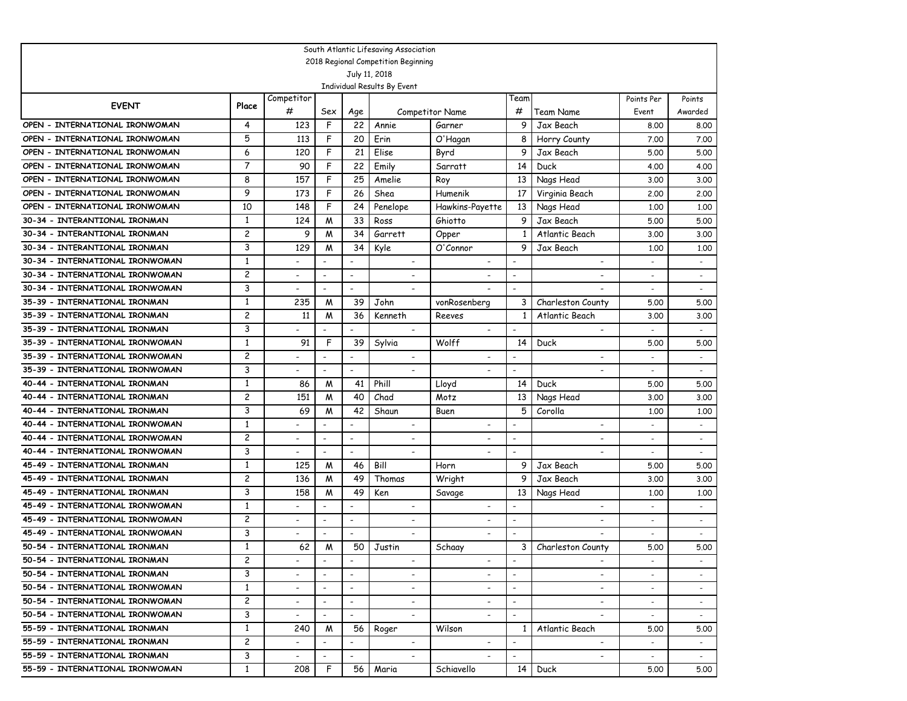South Atlantic Lifesaving Association

2018 Regional Competition Beginning

July 11, 2018

Individual Results By Event

| EVENT | Place | Competitor # | Sex | Age | Competitor Name | | Team # | Team Name | Points Per Event | Points Awarded |
|---|---|---|---|---|---|---|---|---|---|---|
| OPEN - INTERNATIONAL IRONWOMAN | 4 | 123 | F | 22 | Annie | Garner | 9 | Jax Beach | 8.00 | 8.00 |
| OPEN - INTERNATIONAL IRONWOMAN | 5 | 113 | F | 20 | Erin | O'Hagan | 8 | Horry County | 7.00 | 7.00 |
| OPEN - INTERNATIONAL IRONWOMAN | 6 | 120 | F | 21 | Elise | Byrd | 9 | Jax Beach | 5.00 | 5.00 |
| OPEN - INTERNATIONAL IRONWOMAN | 7 | 90 | F | 22 | Emily | Sarratt | 14 | Duck | 4.00 | 4.00 |
| OPEN - INTERNATIONAL IRONWOMAN | 8 | 157 | F | 25 | Amelie | Roy | 13 | Nags Head | 3.00 | 3.00 |
| OPEN - INTERNATIONAL IRONWOMAN | 9 | 173 | F | 26 | Shea | Humenik | 17 | Virginia Beach | 2.00 | 2.00 |
| OPEN - INTERNATIONAL IRONWOMAN | 10 | 148 | F | 24 | Penelope | Hawkins-Payette | 13 | Nags Head | 1.00 | 1.00 |
| 30-34 - INTERANTIONAL IRONMAN | 1 | 124 | M | 33 | Ross | Ghiotto | 9 | Jax Beach | 5.00 | 5.00 |
| 30-34 - INTERANTIONAL IRONMAN | 2 | 9 | M | 34 | Garrett | Opper | 1 | Atlantic Beach | 3.00 | 3.00 |
| 30-34 - INTERANTIONAL IRONMAN | 3 | 129 | M | 34 | Kyle | O'Connor | 9 | Jax Beach | 1.00 | 1.00 |
| 30-34 - INTERNATIONAL IRONWOMAN | 1 | - | - | - | - | - | - | - | - | - |
| 30-34 - INTERNATIONAL IRONWOMAN | 2 | - | - | - | - | - | - | - | - | - |
| 30-34 - INTERNATIONAL IRONWOMAN | 3 | - | - | - | - | - | - | - | - | - |
| 35-39 - INTERNATIONAL IRONMAN | 1 | 235 | M | 39 | John | vonRosenberg | 3 | Charleston County | 5.00 | 5.00 |
| 35-39 - INTERNATIONAL IRONMAN | 2 | 11 | M | 36 | Kenneth | Reeves | 1 | Atlantic Beach | 3.00 | 3.00 |
| 35-39 - INTERNATIONAL IRONMAN | 3 | - | - | - | - | - | - | - | - | - |
| 35-39 - INTERNATIONAL IRONWOMAN | 1 | 91 | F | 39 | Sylvia | Wolff | 14 | Duck | 5.00 | 5.00 |
| 35-39 - INTERNATIONAL IRONWOMAN | 2 | - | - | - | - | - | - | - | - | - |
| 35-39 - INTERNATIONAL IRONWOMAN | 3 | - | - | - | - | - | - | - | - | - |
| 40-44 - INTERNATIONAL IRONMAN | 1 | 86 | M | 41 | Phill | Lloyd | 14 | Duck | 5.00 | 5.00 |
| 40-44 - INTERNATIONAL IRONMAN | 2 | 151 | M | 40 | Chad | Motz | 13 | Nags Head | 3.00 | 3.00 |
| 40-44 - INTERNATIONAL IRONMAN | 3 | 69 | M | 42 | Shaun | Buen | 5 | Corolla | 1.00 | 1.00 |
| 40-44 - INTERNATIONAL IRONWOMAN | 1 | - | - | - | - | - | - | - | - | - |
| 40-44 - INTERNATIONAL IRONWOMAN | 2 | - | - | - | - | - | - | - | - | - |
| 40-44 - INTERNATIONAL IRONWOMAN | 3 | - | - | - | - | - | - | - | - | - |
| 45-49 - INTERNATIONAL IRONMAN | 1 | 125 | M | 46 | Bill | Horn | 9 | Jax Beach | 5.00 | 5.00 |
| 45-49 - INTERNATIONAL IRONMAN | 2 | 136 | M | 49 | Thomas | Wright | 9 | Jax Beach | 3.00 | 3.00 |
| 45-49 - INTERNATIONAL IRONMAN | 3 | 158 | M | 49 | Ken | Savage | 13 | Nags Head | 1.00 | 1.00 |
| 45-49 - INTERNATIONAL IRONWOMAN | 1 | - | - | - | - | - | - | - | - | - |
| 45-49 - INTERNATIONAL IRONWOMAN | 2 | - | - | - | - | - | - | - | - | - |
| 45-49 - INTERNATIONAL IRONWOMAN | 3 | - | - | - | - | - | - | - | - | - |
| 50-54 - INTERNATIONAL IRONMAN | 1 | 62 | M | 50 | Justin | Schaay | 3 | Charleston County | 5.00 | 5.00 |
| 50-54 - INTERNATIONAL IRONMAN | 2 | - | - | - | - | - | - | - | - | - |
| 50-54 - INTERNATIONAL IRONMAN | 3 | - | - | - | - | - | - | - | - | - |
| 50-54 - INTERNATIONAL IRONWOMAN | 1 | - | - | - | - | - | - | - | - | - |
| 50-54 - INTERNATIONAL IRONWOMAN | 2 | - | - | - | - | - | - | - | - | - |
| 50-54 - INTERNATIONAL IRONWOMAN | 3 | - | - | - | - | - | - | - | - | - |
| 55-59 - INTERNATIONAL IRONMAN | 1 | 240 | M | 56 | Roger | Wilson | 1 | Atlantic Beach | 5.00 | 5.00 |
| 55-59 - INTERNATIONAL IRONMAN | 2 | - | - | - | - | - | - | - | - | - |
| 55-59 - INTERNATIONAL IRONMAN | 3 | - | - | - | - | - | - | - | - | - |
| 55-59 - INTERNATIONAL IRONWOMAN | 1 | 208 | F | 56 | Maria | Schiavello | 14 | Duck | 5.00 | 5.00 |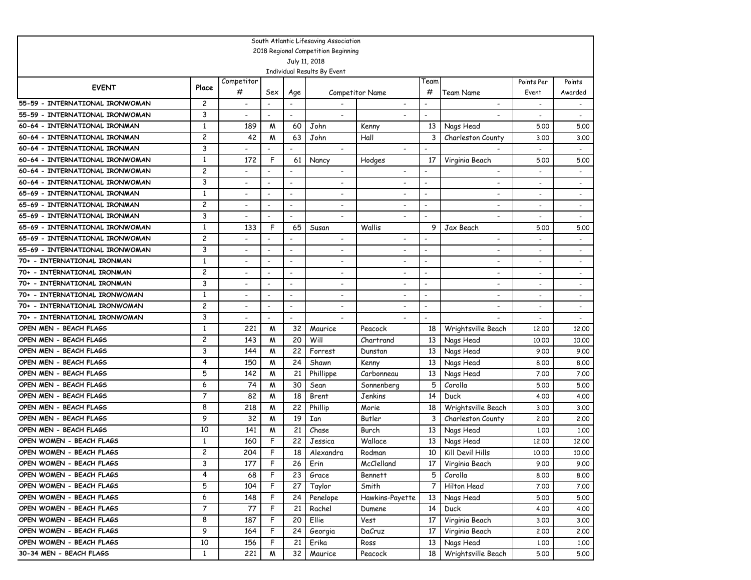South Atlantic Lifesaving Association
2018 Regional Competition Beginning
July 11, 2018
Individual Results By Event

| EVENT | Place | Competitor # | Sex | Age | Competitor Name | | Team # | Team Name | Points Per Event | Points Awarded |
|---|---|---|---|---|---|---|---|---|---|---|
| 55-59 - INTERNATIONAL IRONWOMAN | 2 | - | - | - | - | - | - | - | - | - |
| 55-59 - INTERNATIONAL IRONWOMAN | 3 | - | - | - | - | - | - | - | - | - |
| 60-64 - INTERNATIONAL IRONMAN | 1 | 189 | M | 60 | John | Kenny | 13 | Nags Head | 5.00 | 5.00 |
| 60-64 - INTERNATIONAL IRONMAN | 2 | 42 | M | 63 | John | Hall | 3 | Charleston County | 3.00 | 3.00 |
| 60-64 - INTERNATIONAL IRONMAN | 3 | - | - | - | - | - | - | - | - | - |
| 60-64 - INTERNATIONAL IRONWOMAN | 1 | 172 | F | 61 | Nancy | Hodges | 17 | Virginia Beach | 5.00 | 5.00 |
| 60-64 - INTERNATIONAL IRONWOMAN | 2 | - | - | - | - | - | - | - | - | - |
| 60-64 - INTERNATIONAL IRONWOMAN | 3 | - | - | - | - | - | - | - | - | - |
| 65-69 - INTERNATIONAL IRONMAN | 1 | - | - | - | - | - | - | - | - | - |
| 65-69 - INTERNATIONAL IRONMAN | 2 | - | - | - | - | - | - | - | - | - |
| 65-69 - INTERNATIONAL IRONMAN | 3 | - | - | - | - | - | - | - | - | - |
| 65-69 - INTERNATIONAL IRONWOMAN | 1 | 133 | F | 65 | Susan | Wallis | 9 | Jax Beach | 5.00 | 5.00 |
| 65-69 - INTERNATIONAL IRONWOMAN | 2 | - | - | - | - | - | - | - | - | - |
| 65-69 - INTERNATIONAL IRONWOMAN | 3 | - | - | - | - | - | - | - | - | - |
| 70+ - INTERNATIONAL IRONMAN | 1 | - | - | - | - | - | - | - | - | - |
| 70+ - INTERNATIONAL IRONMAN | 2 | - | - | - | - | - | - | - | - | - |
| 70+ - INTERNATIONAL IRONMAN | 3 | - | - | - | - | - | - | - | - | - |
| 70+ - INTERNATIONAL IRONWOMAN | 1 | - | - | - | - | - | - | - | - | - |
| 70+ - INTERNATIONAL IRONWOMAN | 2 | - | - | - | - | - | - | - | - | - |
| 70+ - INTERNATIONAL IRONWOMAN | 3 | - | - | - | - | - | - | - | - | - |
| OPEN MEN - BEACH FLAGS | 1 | 221 | M | 32 | Maurice | Peacock | 18 | Wrightsville Beach | 12.00 | 12.00 |
| OPEN MEN - BEACH FLAGS | 2 | 143 | M | 20 | Will | Chartrand | 13 | Nags Head | 10.00 | 10.00 |
| OPEN MEN - BEACH FLAGS | 3 | 144 | M | 22 | Forrest | Dunstan | 13 | Nags Head | 9.00 | 9.00 |
| OPEN MEN - BEACH FLAGS | 4 | 150 | M | 24 | Shawn | Kenny | 13 | Nags Head | 8.00 | 8.00 |
| OPEN MEN - BEACH FLAGS | 5 | 142 | M | 21 | Phillippe | Carbonneau | 13 | Nags Head | 7.00 | 7.00 |
| OPEN MEN - BEACH FLAGS | 6 | 74 | M | 30 | Sean | Sonnenberg | 5 | Corolla | 5.00 | 5.00 |
| OPEN MEN - BEACH FLAGS | 7 | 82 | M | 18 | Brent | Jenkins | 14 | Duck | 4.00 | 4.00 |
| OPEN MEN - BEACH FLAGS | 8 | 218 | M | 22 | Phillip | Morie | 18 | Wrightsville Beach | 3.00 | 3.00 |
| OPEN MEN - BEACH FLAGS | 9 | 32 | M | 19 | Ian | Butler | 3 | Charleston County | 2.00 | 2.00 |
| OPEN MEN - BEACH FLAGS | 10 | 141 | M | 21 | Chase | Burch | 13 | Nags Head | 1.00 | 1.00 |
| OPEN WOMEN - BEACH FLAGS | 1 | 160 | F | 22 | Jessica | Wallace | 13 | Nags Head | 12.00 | 12.00 |
| OPEN WOMEN - BEACH FLAGS | 2 | 204 | F | 18 | Alexandra | Rodman | 10 | Kill Devil Hills | 10.00 | 10.00 |
| OPEN WOMEN - BEACH FLAGS | 3 | 177 | F | 26 | Erin | McClelland | 17 | Virginia Beach | 9.00 | 9.00 |
| OPEN WOMEN - BEACH FLAGS | 4 | 68 | F | 23 | Grace | Bennett | 5 | Corolla | 8.00 | 8.00 |
| OPEN WOMEN - BEACH FLAGS | 5 | 104 | F | 27 | Taylor | Smith | 7 | Hilton Head | 7.00 | 7.00 |
| OPEN WOMEN - BEACH FLAGS | 6 | 148 | F | 24 | Penelope | Hawkins-Payette | 13 | Nags Head | 5.00 | 5.00 |
| OPEN WOMEN - BEACH FLAGS | 7 | 77 | F | 21 | Rachel | Dumene | 14 | Duck | 4.00 | 4.00 |
| OPEN WOMEN - BEACH FLAGS | 8 | 187 | F | 20 | Ellie | Vest | 17 | Virginia Beach | 3.00 | 3.00 |
| OPEN WOMEN - BEACH FLAGS | 9 | 164 | F | 24 | Georgia | DaCruz | 17 | Virginia Beach | 2.00 | 2.00 |
| OPEN WOMEN - BEACH FLAGS | 10 | 156 | F | 21 | Erika | Ross | 13 | Nags Head | 1.00 | 1.00 |
| 30-34 MEN - BEACH FLAGS | 1 | 221 | M | 32 | Maurice | Peacock | 18 | Wrightsville Beach | 5.00 | 5.00 |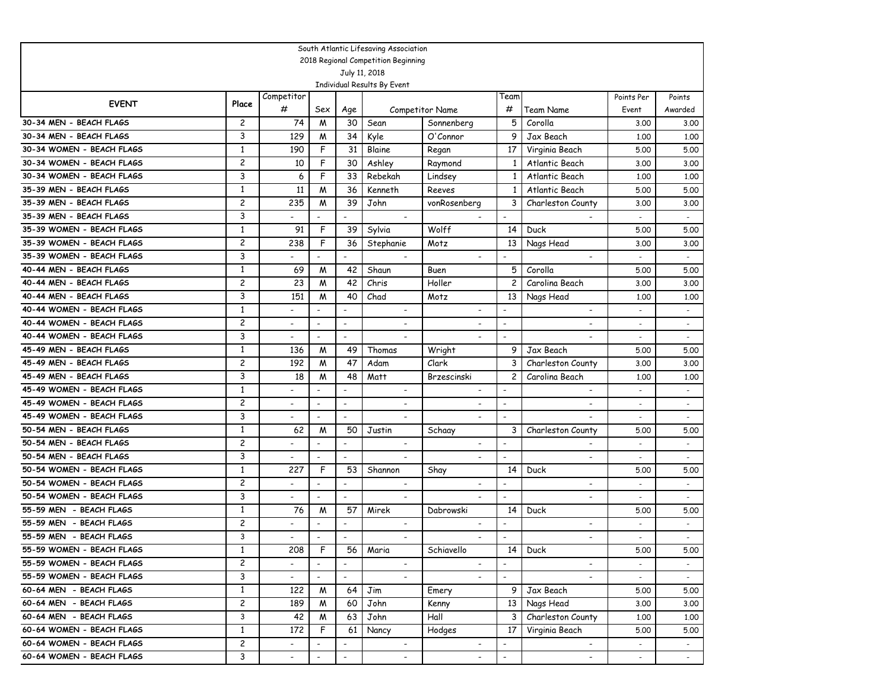South Atlantic Lifesaving Association
2018 Regional Competition Beginning
July 11, 2018
Individual Results By Event

| EVENT | Place | Competitor # | Sex | Age | Competitor Name | | Team # | Team Name | Points Per Event | Points Awarded |
|---|---|---|---|---|---|---|---|---|---|---|
| 30-34 MEN - BEACH FLAGS | 2 | 74 | M | 30 | Sean | Sonnenberg | 5 | Corolla | 3.00 | 3.00 |
| 30-34 MEN - BEACH FLAGS | 3 | 129 | M | 34 | Kyle | O'Connor | 9 | Jax Beach | 1.00 | 1.00 |
| 30-34 WOMEN - BEACH FLAGS | 1 | 190 | F | 31 | Blaine | Regan | 17 | Virginia Beach | 5.00 | 5.00 |
| 30-34 WOMEN - BEACH FLAGS | 2 | 10 | F | 30 | Ashley | Raymond | 1 | Atlantic Beach | 3.00 | 3.00 |
| 30-34 WOMEN - BEACH FLAGS | 3 | 6 | F | 33 | Rebekah | Lindsey | 1 | Atlantic Beach | 1.00 | 1.00 |
| 35-39 MEN - BEACH FLAGS | 1 | 11 | M | 36 | Kenneth | Reeves | 1 | Atlantic Beach | 5.00 | 5.00 |
| 35-39 MEN - BEACH FLAGS | 2 | 235 | M | 39 | John | vonRosenberg | 3 | Charleston County | 3.00 | 3.00 |
| 35-39 MEN - BEACH FLAGS | 3 | - | - | - | - | - | - | - | - | - |
| 35-39 WOMEN - BEACH FLAGS | 1 | 91 | F | 39 | Sylvia | Wolff | 14 | Duck | 5.00 | 5.00 |
| 35-39 WOMEN - BEACH FLAGS | 2 | 238 | F | 36 | Stephanie | Motz | 13 | Nags Head | 3.00 | 3.00 |
| 35-39 WOMEN - BEACH FLAGS | 3 | - | - | - | - | - | - | - | - | - |
| 40-44 MEN - BEACH FLAGS | 1 | 69 | M | 42 | Shaun | Buen | 5 | Corolla | 5.00 | 5.00 |
| 40-44 MEN - BEACH FLAGS | 2 | 23 | M | 42 | Chris | Holler | 2 | Carolina Beach | 3.00 | 3.00 |
| 40-44 MEN - BEACH FLAGS | 3 | 151 | M | 40 | Chad | Motz | 13 | Nags Head | 1.00 | 1.00 |
| 40-44 WOMEN - BEACH FLAGS | 1 | - | - | - | - | - | - | - | - | - |
| 40-44 WOMEN - BEACH FLAGS | 2 | - | - | - | - | - | - | - | - | - |
| 40-44 WOMEN - BEACH FLAGS | 3 | - | - | - | - | - | - | - | - | - |
| 45-49 MEN - BEACH FLAGS | 1 | 136 | M | 49 | Thomas | Wright | 9 | Jax Beach | 5.00 | 5.00 |
| 45-49 MEN - BEACH FLAGS | 2 | 192 | M | 47 | Adam | Clark | 3 | Charleston County | 3.00 | 3.00 |
| 45-49 MEN - BEACH FLAGS | 3 | 18 | M | 48 | Matt | Brzescinski | 2 | Carolina Beach | 1.00 | 1.00 |
| 45-49 WOMEN - BEACH FLAGS | 1 | - | - | - | - | - | - | - | - | - |
| 45-49 WOMEN - BEACH FLAGS | 2 | - | - | - | - | - | - | - | - | - |
| 45-49 WOMEN - BEACH FLAGS | 3 | - | - | - | - | - | - | - | - | - |
| 50-54 MEN - BEACH FLAGS | 1 | 62 | M | 50 | Justin | Schaay | 3 | Charleston County | 5.00 | 5.00 |
| 50-54 MEN - BEACH FLAGS | 2 | - | - | - | - | - | - | - | - | - |
| 50-54 MEN - BEACH FLAGS | 3 | - | - | - | - | - | - | - | - | - |
| 50-54 WOMEN - BEACH FLAGS | 1 | 227 | F | 53 | Shannon | Shay | 14 | Duck | 5.00 | 5.00 |
| 50-54 WOMEN - BEACH FLAGS | 2 | - | - | - | - | - | - | - | - | - |
| 50-54 WOMEN - BEACH FLAGS | 3 | - | - | - | - | - | - | - | - | - |
| 55-59 MEN - BEACH FLAGS | 1 | 76 | M | 57 | Mirek | Dabrowski | 14 | Duck | 5.00 | 5.00 |
| 55-59 MEN - BEACH FLAGS | 2 | - | - | - | - | - | - | - | - | - |
| 55-59 MEN - BEACH FLAGS | 3 | - | - | - | - | - | - | - | - | - |
| 55-59 WOMEN - BEACH FLAGS | 1 | 208 | F | 56 | Maria | Schiavello | 14 | Duck | 5.00 | 5.00 |
| 55-59 WOMEN - BEACH FLAGS | 2 | - | - | - | - | - | - | - | - | - |
| 55-59 WOMEN - BEACH FLAGS | 3 | - | - | - | - | - | - | - | - | - |
| 60-64 MEN - BEACH FLAGS | 1 | 122 | M | 64 | Jim | Emery | 9 | Jax Beach | 5.00 | 5.00 |
| 60-64 MEN - BEACH FLAGS | 2 | 189 | M | 60 | John | Kenny | 13 | Nags Head | 3.00 | 3.00 |
| 60-64 MEN - BEACH FLAGS | 3 | 42 | M | 63 | John | Hall | 3 | Charleston County | 1.00 | 1.00 |
| 60-64 WOMEN - BEACH FLAGS | 1 | 172 | F | 61 | Nancy | Hodges | 17 | Virginia Beach | 5.00 | 5.00 |
| 60-64 WOMEN - BEACH FLAGS | 2 | - | - | - | - | - | - | - | - | - |
| 60-64 WOMEN - BEACH FLAGS | 3 | - | - | - | - | - | - | - | - | - |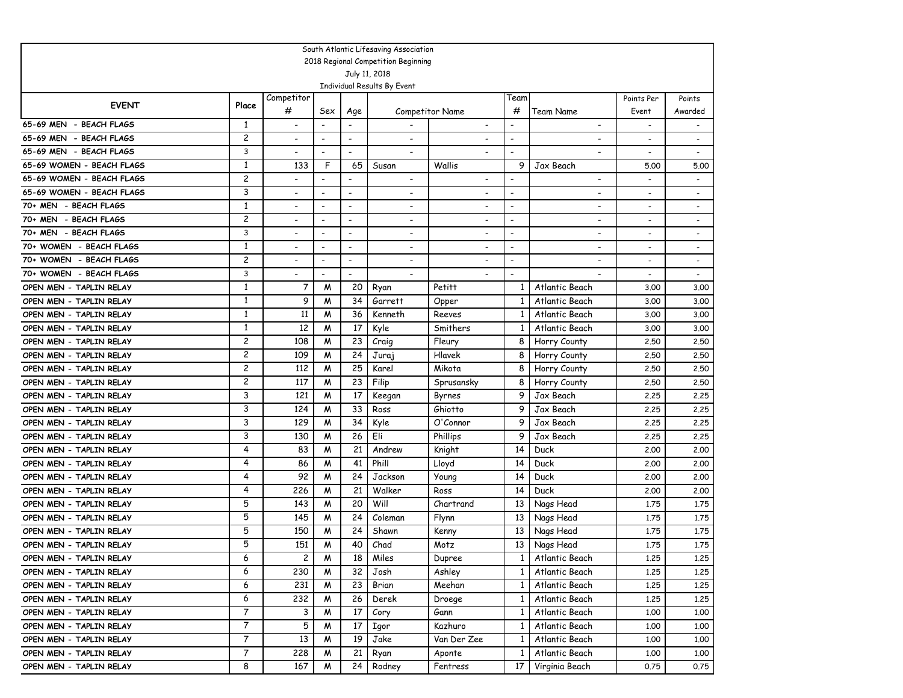South Atlantic Lifesaving Association
2018 Regional Competition Beginning
July 11, 2018
Individual Results By Event

| EVENT | Place | Competitor # | Sex | Age | Competitor Name | | Team # | Team Name | Points Per Event | Points Awarded |
|---|---|---|---|---|---|---|---|---|---|---|
| 65-69 MEN - BEACH FLAGS | 1 | - | - | - | - | - | - | - | - | - |
| 65-69 MEN - BEACH FLAGS | 2 | - | - | - | - | - | - | - | - | - |
| 65-69 MEN - BEACH FLAGS | 3 | - | - | - | - | - | - | - | - | - |
| 65-69 WOMEN - BEACH FLAGS | 1 | 133 | F | 65 | Susan | Wallis | 9 | Jax Beach | 5.00 | 5.00 |
| 65-69 WOMEN - BEACH FLAGS | 2 | - | - | - | - | - | - | - | - | - |
| 65-69 WOMEN - BEACH FLAGS | 3 | - | - | - | - | - | - | - | - | - |
| 70+ MEN - BEACH FLAGS | 1 | - | - | - | - | - | - | - | - | - |
| 70+ MEN - BEACH FLAGS | 2 | - | - | - | - | - | - | - | - | - |
| 70+ MEN - BEACH FLAGS | 3 | - | - | - | - | - | - | - | - | - |
| 70+ WOMEN - BEACH FLAGS | 1 | - | - | - | - | - | - | - | - | - |
| 70+ WOMEN - BEACH FLAGS | 2 | - | - | - | - | - | - | - | - | - |
| 70+ WOMEN - BEACH FLAGS | 3 | - | - | - | - | - | - | - | - | - |
| OPEN MEN - TAPLIN RELAY | 1 | 7 | M | 20 | Ryan | Petitt | 1 | Atlantic Beach | 3.00 | 3.00 |
| OPEN MEN - TAPLIN RELAY | 1 | 9 | M | 34 | Garrett | Opper | 1 | Atlantic Beach | 3.00 | 3.00 |
| OPEN MEN - TAPLIN RELAY | 1 | 11 | M | 36 | Kenneth | Reeves | 1 | Atlantic Beach | 3.00 | 3.00 |
| OPEN MEN - TAPLIN RELAY | 1 | 12 | M | 17 | Kyle | Smithers | 1 | Atlantic Beach | 3.00 | 3.00 |
| OPEN MEN - TAPLIN RELAY | 2 | 108 | M | 23 | Craig | Fleury | 8 | Horry County | 2.50 | 2.50 |
| OPEN MEN - TAPLIN RELAY | 2 | 109 | M | 24 | Juraj | Hlavek | 8 | Horry County | 2.50 | 2.50 |
| OPEN MEN - TAPLIN RELAY | 2 | 112 | M | 25 | Karel | Mikota | 8 | Horry County | 2.50 | 2.50 |
| OPEN MEN - TAPLIN RELAY | 2 | 117 | M | 23 | Filip | Sprusansky | 8 | Horry County | 2.50 | 2.50 |
| OPEN MEN - TAPLIN RELAY | 3 | 121 | M | 17 | Keegan | Byrnes | 9 | Jax Beach | 2.25 | 2.25 |
| OPEN MEN - TAPLIN RELAY | 3 | 124 | M | 33 | Ross | Ghiotto | 9 | Jax Beach | 2.25 | 2.25 |
| OPEN MEN - TAPLIN RELAY | 3 | 129 | M | 34 | Kyle | O'Connor | 9 | Jax Beach | 2.25 | 2.25 |
| OPEN MEN - TAPLIN RELAY | 3 | 130 | M | 26 | Eli | Phillips | 9 | Jax Beach | 2.25 | 2.25 |
| OPEN MEN - TAPLIN RELAY | 4 | 83 | M | 21 | Andrew | Knight | 14 | Duck | 2.00 | 2.00 |
| OPEN MEN - TAPLIN RELAY | 4 | 86 | M | 41 | Phill | Lloyd | 14 | Duck | 2.00 | 2.00 |
| OPEN MEN - TAPLIN RELAY | 4 | 92 | M | 24 | Jackson | Young | 14 | Duck | 2.00 | 2.00 |
| OPEN MEN - TAPLIN RELAY | 4 | 226 | M | 21 | Walker | Ross | 14 | Duck | 2.00 | 2.00 |
| OPEN MEN - TAPLIN RELAY | 5 | 143 | M | 20 | Will | Chartrand | 13 | Nags Head | 1.75 | 1.75 |
| OPEN MEN - TAPLIN RELAY | 5 | 145 | M | 24 | Coleman | Flynn | 13 | Nags Head | 1.75 | 1.75 |
| OPEN MEN - TAPLIN RELAY | 5 | 150 | M | 24 | Shawn | Kenny | 13 | Nags Head | 1.75 | 1.75 |
| OPEN MEN - TAPLIN RELAY | 5 | 151 | M | 40 | Chad | Motz | 13 | Nags Head | 1.75 | 1.75 |
| OPEN MEN - TAPLIN RELAY | 6 | 2 | M | 18 | Miles | Dupree | 1 | Atlantic Beach | 1.25 | 1.25 |
| OPEN MEN - TAPLIN RELAY | 6 | 230 | M | 32 | Josh | Ashley | 1 | Atlantic Beach | 1.25 | 1.25 |
| OPEN MEN - TAPLIN RELAY | 6 | 231 | M | 23 | Brian | Meehan | 1 | Atlantic Beach | 1.25 | 1.25 |
| OPEN MEN - TAPLIN RELAY | 6 | 232 | M | 26 | Derek | Droege | 1 | Atlantic Beach | 1.25 | 1.25 |
| OPEN MEN - TAPLIN RELAY | 7 | 3 | M | 17 | Cory | Gann | 1 | Atlantic Beach | 1.00 | 1.00 |
| OPEN MEN - TAPLIN RELAY | 7 | 5 | M | 17 | Igor | Kazhuro | 1 | Atlantic Beach | 1.00 | 1.00 |
| OPEN MEN - TAPLIN RELAY | 7 | 13 | M | 19 | Jake | Van Der Zee | 1 | Atlantic Beach | 1.00 | 1.00 |
| OPEN MEN - TAPLIN RELAY | 7 | 228 | M | 21 | Ryan | Aponte | 1 | Atlantic Beach | 1.00 | 1.00 |
| OPEN MEN - TAPLIN RELAY | 8 | 167 | M | 24 | Rodney | Fentress | 17 | Virginia Beach | 0.75 | 0.75 |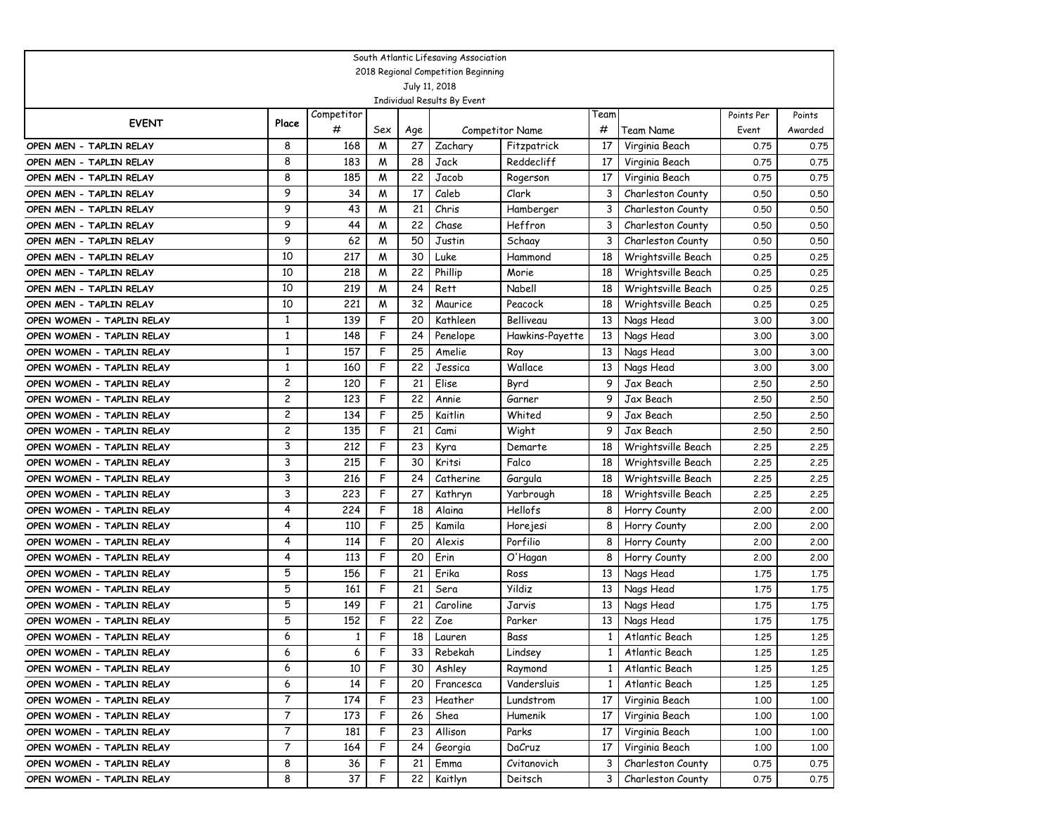South Atlantic Lifesaving Association
2018 Regional Competition Beginning
July 11, 2018
Individual Results By Event

| EVENT | Place | Competitor # | Sex | Age | Competitor Name | | Team # | Team Name | Points Per Event | Points Awarded |
|---|---|---|---|---|---|---|---|---|---|---|
| OPEN MEN - TAPLIN RELAY | 8 | 168 | M | 27 | Zachary | Fitzpatrick | 17 | Virginia Beach | 0.75 | 0.75 |
| OPEN MEN - TAPLIN RELAY | 8 | 183 | M | 28 | Jack | Reddecliff | 17 | Virginia Beach | 0.75 | 0.75 |
| OPEN MEN - TAPLIN RELAY | 8 | 185 | M | 22 | Jacob | Rogerson | 17 | Virginia Beach | 0.75 | 0.75 |
| OPEN MEN - TAPLIN RELAY | 9 | 34 | M | 17 | Caleb | Clark | 3 | Charleston County | 0.50 | 0.50 |
| OPEN MEN - TAPLIN RELAY | 9 | 43 | M | 21 | Chris | Hamberger | 3 | Charleston County | 0.50 | 0.50 |
| OPEN MEN - TAPLIN RELAY | 9 | 44 | M | 22 | Chase | Heffron | 3 | Charleston County | 0.50 | 0.50 |
| OPEN MEN - TAPLIN RELAY | 9 | 62 | M | 50 | Justin | Schaay | 3 | Charleston County | 0.50 | 0.50 |
| OPEN MEN - TAPLIN RELAY | 10 | 217 | M | 30 | Luke | Hammond | 18 | Wrightsville Beach | 0.25 | 0.25 |
| OPEN MEN - TAPLIN RELAY | 10 | 218 | M | 22 | Phillip | Morie | 18 | Wrightsville Beach | 0.25 | 0.25 |
| OPEN MEN - TAPLIN RELAY | 10 | 219 | M | 24 | Rett | Nabell | 18 | Wrightsville Beach | 0.25 | 0.25 |
| OPEN MEN - TAPLIN RELAY | 10 | 221 | M | 32 | Maurice | Peacock | 18 | Wrightsville Beach | 0.25 | 0.25 |
| OPEN WOMEN - TAPLIN RELAY | 1 | 139 | F | 20 | Kathleen | Belliveau | 13 | Nags Head | 3.00 | 3.00 |
| OPEN WOMEN - TAPLIN RELAY | 1 | 148 | F | 24 | Penelope | Hawkins-Payette | 13 | Nags Head | 3.00 | 3.00 |
| OPEN WOMEN - TAPLIN RELAY | 1 | 157 | F | 25 | Amelie | Roy | 13 | Nags Head | 3.00 | 3.00 |
| OPEN WOMEN - TAPLIN RELAY | 1 | 160 | F | 22 | Jessica | Wallace | 13 | Nags Head | 3.00 | 3.00 |
| OPEN WOMEN - TAPLIN RELAY | 2 | 120 | F | 21 | Elise | Byrd | 9 | Jax Beach | 2.50 | 2.50 |
| OPEN WOMEN - TAPLIN RELAY | 2 | 123 | F | 22 | Annie | Garner | 9 | Jax Beach | 2.50 | 2.50 |
| OPEN WOMEN - TAPLIN RELAY | 2 | 134 | F | 25 | Kaitlin | Whited | 9 | Jax Beach | 2.50 | 2.50 |
| OPEN WOMEN - TAPLIN RELAY | 2 | 135 | F | 21 | Cami | Wight | 9 | Jax Beach | 2.50 | 2.50 |
| OPEN WOMEN - TAPLIN RELAY | 3 | 212 | F | 23 | Kyra | Demarte | 18 | Wrightsville Beach | 2.25 | 2.25 |
| OPEN WOMEN - TAPLIN RELAY | 3 | 215 | F | 30 | Kritsi | Falco | 18 | Wrightsville Beach | 2.25 | 2.25 |
| OPEN WOMEN - TAPLIN RELAY | 3 | 216 | F | 24 | Catherine | Gargula | 18 | Wrightsville Beach | 2.25 | 2.25 |
| OPEN WOMEN - TAPLIN RELAY | 3 | 223 | F | 27 | Kathryn | Yarbrough | 18 | Wrightsville Beach | 2.25 | 2.25 |
| OPEN WOMEN - TAPLIN RELAY | 4 | 224 | F | 18 | Alaina | Hellofs | 8 | Horry County | 2.00 | 2.00 |
| OPEN WOMEN - TAPLIN RELAY | 4 | 110 | F | 25 | Kamila | Horejesi | 8 | Horry County | 2.00 | 2.00 |
| OPEN WOMEN - TAPLIN RELAY | 4 | 114 | F | 20 | Alexis | Porfilio | 8 | Horry County | 2.00 | 2.00 |
| OPEN WOMEN - TAPLIN RELAY | 4 | 113 | F | 20 | Erin | O'Hagan | 8 | Horry County | 2.00 | 2.00 |
| OPEN WOMEN - TAPLIN RELAY | 5 | 156 | F | 21 | Erika | Ross | 13 | Nags Head | 1.75 | 1.75 |
| OPEN WOMEN - TAPLIN RELAY | 5 | 161 | F | 21 | Sera | Yildiz | 13 | Nags Head | 1.75 | 1.75 |
| OPEN WOMEN - TAPLIN RELAY | 5 | 149 | F | 21 | Caroline | Jarvis | 13 | Nags Head | 1.75 | 1.75 |
| OPEN WOMEN - TAPLIN RELAY | 5 | 152 | F | 22 | Zoe | Parker | 13 | Nags Head | 1.75 | 1.75 |
| OPEN WOMEN - TAPLIN RELAY | 6 | 1 | F | 18 | Lauren | Bass | 1 | Atlantic Beach | 1.25 | 1.25 |
| OPEN WOMEN - TAPLIN RELAY | 6 | 6 | F | 33 | Rebekah | Lindsey | 1 | Atlantic Beach | 1.25 | 1.25 |
| OPEN WOMEN - TAPLIN RELAY | 6 | 10 | F | 30 | Ashley | Raymond | 1 | Atlantic Beach | 1.25 | 1.25 |
| OPEN WOMEN - TAPLIN RELAY | 6 | 14 | F | 20 | Francesca | Vandersluis | 1 | Atlantic Beach | 1.25 | 1.25 |
| OPEN WOMEN - TAPLIN RELAY | 7 | 174 | F | 23 | Heather | Lundstrom | 17 | Virginia Beach | 1.00 | 1.00 |
| OPEN WOMEN - TAPLIN RELAY | 7 | 173 | F | 26 | Shea | Humenik | 17 | Virginia Beach | 1.00 | 1.00 |
| OPEN WOMEN - TAPLIN RELAY | 7 | 181 | F | 23 | Allison | Parks | 17 | Virginia Beach | 1.00 | 1.00 |
| OPEN WOMEN - TAPLIN RELAY | 7 | 164 | F | 24 | Georgia | DaCruz | 17 | Virginia Beach | 1.00 | 1.00 |
| OPEN WOMEN - TAPLIN RELAY | 8 | 36 | F | 21 | Emma | Cvitanovich | 3 | Charleston County | 0.75 | 0.75 |
| OPEN WOMEN - TAPLIN RELAY | 8 | 37 | F | 22 | Kaitlyn | Deitsch | 3 | Charleston County | 0.75 | 0.75 |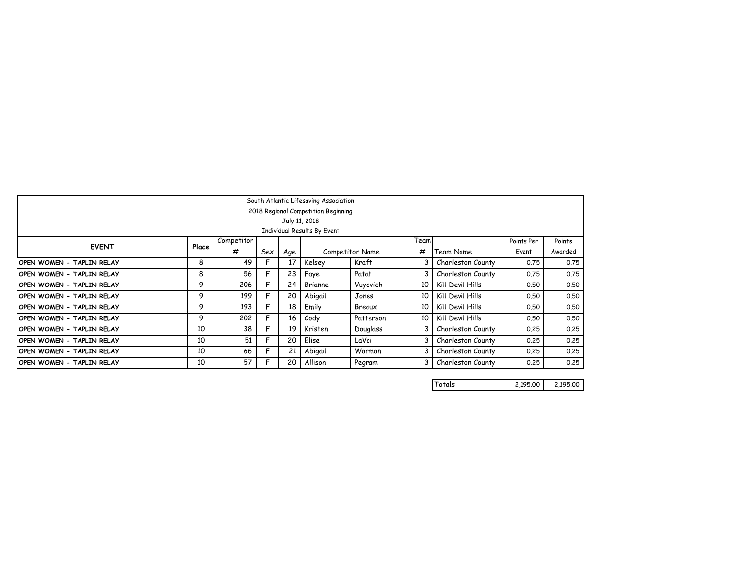South Atlantic Lifesaving Association
2018 Regional Competition Beginning
July 11, 2018
Individual Results By Event

| EVENT | Place | Competitor # | Sex | Age | Competitor Name | | Team # | Team Name | Points Per Event | Points Awarded |
|---|---|---|---|---|---|---|---|---|---|---|
| OPEN WOMEN - TAPLIN RELAY | 8 | 49 | F | 17 | Kelsey | Kraft | 3 | Charleston County | 0.75 | 0.75 |
| OPEN WOMEN - TAPLIN RELAY | 8 | 56 | F | 23 | Faye | Patat | 3 | Charleston County | 0.75 | 0.75 |
| OPEN WOMEN - TAPLIN RELAY | 9 | 206 | F | 24 | Brianne | Vuyovich | 10 | Kill Devil Hills | 0.50 | 0.50 |
| OPEN WOMEN - TAPLIN RELAY | 9 | 199 | F | 20 | Abigail | Jones | 10 | Kill Devil Hills | 0.50 | 0.50 |
| OPEN WOMEN - TAPLIN RELAY | 9 | 193 | F | 18 | Emily | Breaux | 10 | Kill Devil Hills | 0.50 | 0.50 |
| OPEN WOMEN - TAPLIN RELAY | 9 | 202 | F | 16 | Cody | Patterson | 10 | Kill Devil Hills | 0.50 | 0.50 |
| OPEN WOMEN - TAPLIN RELAY | 10 | 38 | F | 19 | Kristen | Douglass | 3 | Charleston County | 0.25 | 0.25 |
| OPEN WOMEN - TAPLIN RELAY | 10 | 51 | F | 20 | Elise | LaVoi | 3 | Charleston County | 0.25 | 0.25 |
| OPEN WOMEN - TAPLIN RELAY | 10 | 66 | F | 21 | Abigail | Warman | 3 | Charleston County | 0.25 | 0.25 |
| OPEN WOMEN - TAPLIN RELAY | 10 | 57 | F | 20 | Allison | Pegram | 3 | Charleston County | 0.25 | 0.25 |

| | | |
|---|---|---|
| Totals | 2,195.00 | 2,195.00 |